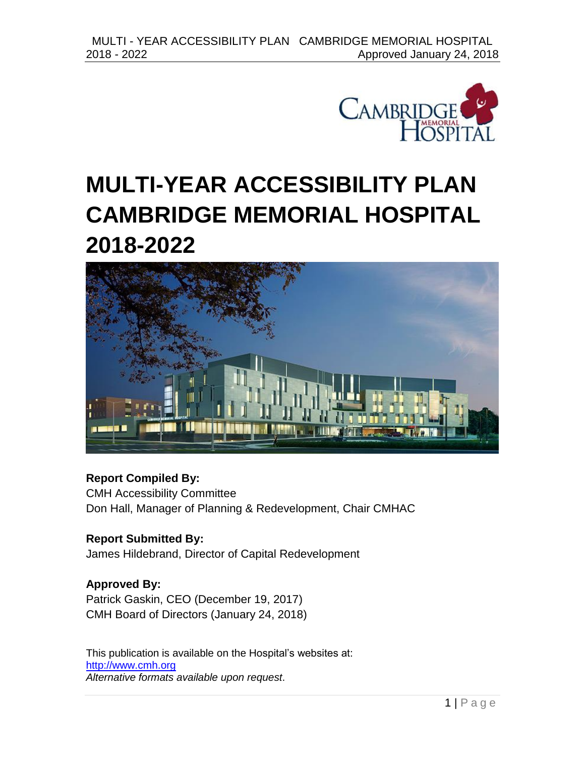# MULTI-YEAR ACCESSIBILITY PLAN CAMBRIDGE MEMORIAL HOSPITAL 2018-2022

**Report Compiled By:**
CMH Accessibility Committee
Don Hall, Manager of Planning & Redevelopment, Chair CMHAC

**Report Submitted By:**
James Hildebrand, Director of Capital Redevelopment

**Approved By:**
Patrick Gaskin, CEO (December 19, 2017)
CMH Board of Directors (January 24, 2018)

This publication is available on the Hospital's websites at:
http://www.cmh.org
*Alternative formats available upon request*.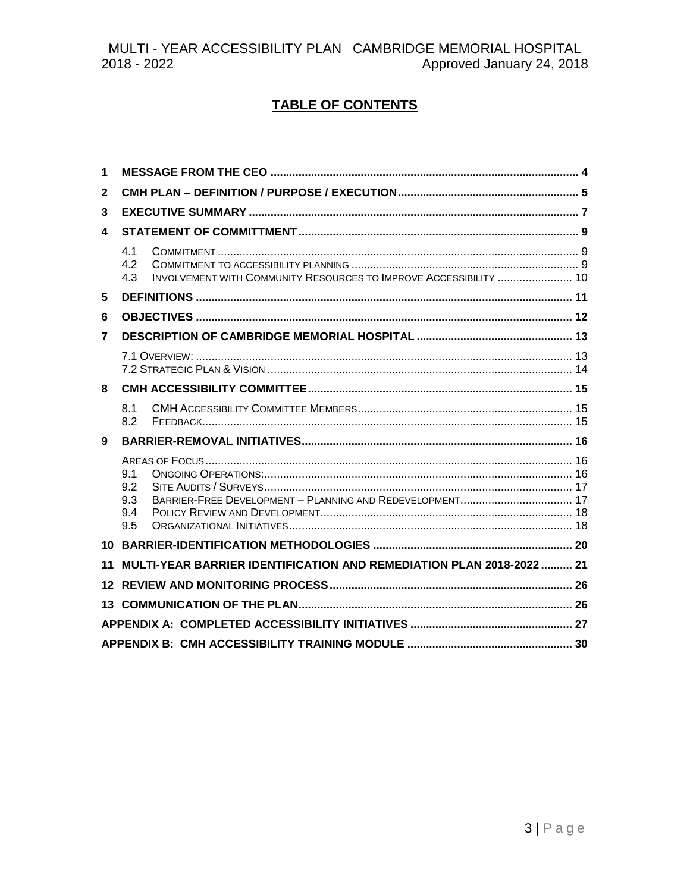# TABLE OF CONTENTS

1 MESSAGE FROM THE CEO .......... 4

2 CMH PLAN – DEFINITION / PURPOSE / EXECUTION .......... 5

3 EXECUTIVE SUMMARY .......... 7

4 STATEMENT OF COMMITTMENT .......... 9

- 4.1 COMMITMENT .......... 9
- 4.2 COMMITMENT TO ACCESSIBILITY PLANNING .......... 9
- 4.3 INVOLVEMENT WITH COMMUNITY RESOURCES TO IMPROVE ACCESSIBILITY .......... 10

5 DEFINITIONS .......... 11

6 OBJECTIVES .......... 12

7 DESCRIPTION OF CAMBRIDGE MEMORIAL HOSPITAL .......... 13

- 7.1 OVERVIEW: .......... 13
- 7.2 STRATEGIC PLAN & VISION .......... 14

8 CMH ACCESSIBILITY COMMITTEE .......... 15

- 8.1 CMH ACCESSIBILITY COMMITTEE MEMBERS .......... 15
- 8.2 FEEDBACK .......... 15

9 BARRIER-REMOVAL INITIATIVES .......... 16

- AREAS OF FOCUS .......... 16
- 9.1 ONGOING OPERATIONS: .......... 16
- 9.2 SITE AUDITS / SURVEYS .......... 17
- 9.3 BARRIER-FREE DEVELOPMENT – PLANNING AND REDEVELOPMENT .......... 17
- 9.4 POLICY REVIEW AND DEVELOPMENT .......... 18
- 9.5 ORGANIZATIONAL INITIATIVES .......... 18

10 BARRIER-IDENTIFICATION METHODOLOGIES .......... 20

11 MULTI-YEAR BARRIER IDENTIFICATION AND REMEDIATION PLAN 2018-2022 .......... 21

12 REVIEW AND MONITORING PROCESS .......... 26

13 COMMUNICATION OF THE PLAN .......... 26

APPENDIX A: COMPLETED ACCESSIBILITY INITIATIVES .......... 27

APPENDIX B: CMH ACCESSIBILITY TRAINING MODULE .......... 30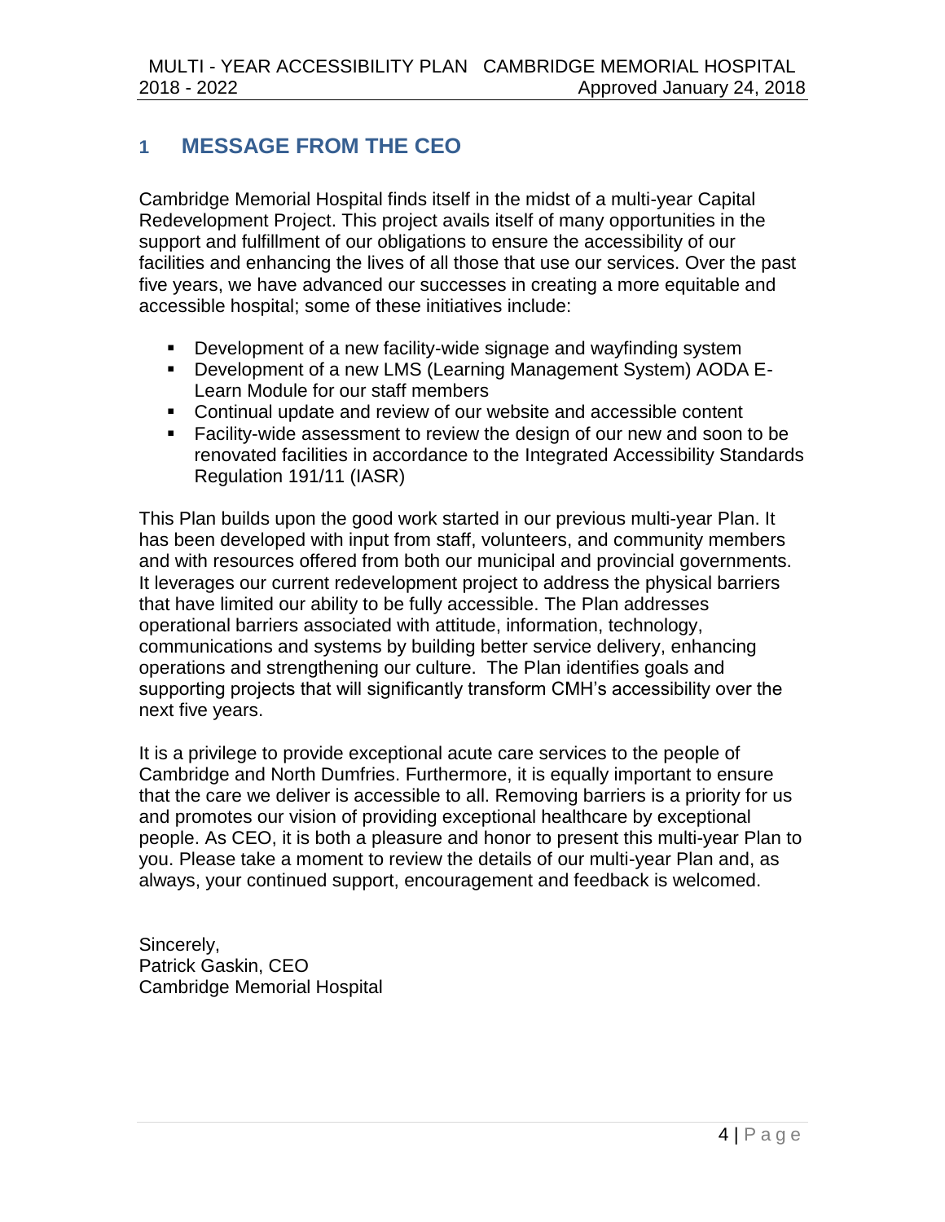# 1 MESSAGE FROM THE CEO

Cambridge Memorial Hospital finds itself in the midst of a multi-year Capital Redevelopment Project. This project avails itself of many opportunities in the support and fulfillment of our obligations to ensure the accessibility of our facilities and enhancing the lives of all those that use our services. Over the past five years, we have advanced our successes in creating a more equitable and accessible hospital; some of these initiatives include:

- Development of a new facility-wide signage and wayfinding system
- Development of a new LMS (Learning Management System) AODA E-Learn Module for our staff members
- Continual update and review of our website and accessible content
- Facility-wide assessment to review the design of our new and soon to be renovated facilities in accordance to the Integrated Accessibility Standards Regulation 191/11 (IASR)

This Plan builds upon the good work started in our previous multi-year Plan. It has been developed with input from staff, volunteers, and community members and with resources offered from both our municipal and provincial governments. It leverages our current redevelopment project to address the physical barriers that have limited our ability to be fully accessible. The Plan addresses operational barriers associated with attitude, information, technology, communications and systems by building better service delivery, enhancing operations and strengthening our culture. The Plan identifies goals and supporting projects that will significantly transform CMH's accessibility over the next five years.

It is a privilege to provide exceptional acute care services to the people of Cambridge and North Dumfries. Furthermore, it is equally important to ensure that the care we deliver is accessible to all. Removing barriers is a priority for us and promotes our vision of providing exceptional healthcare by exceptional people. As CEO, it is both a pleasure and honor to present this multi-year Plan to you. Please take a moment to review the details of our multi-year Plan and, as always, your continued support, encouragement and feedback is welcomed.

Sincerely,
Patrick Gaskin, CEO
Cambridge Memorial Hospital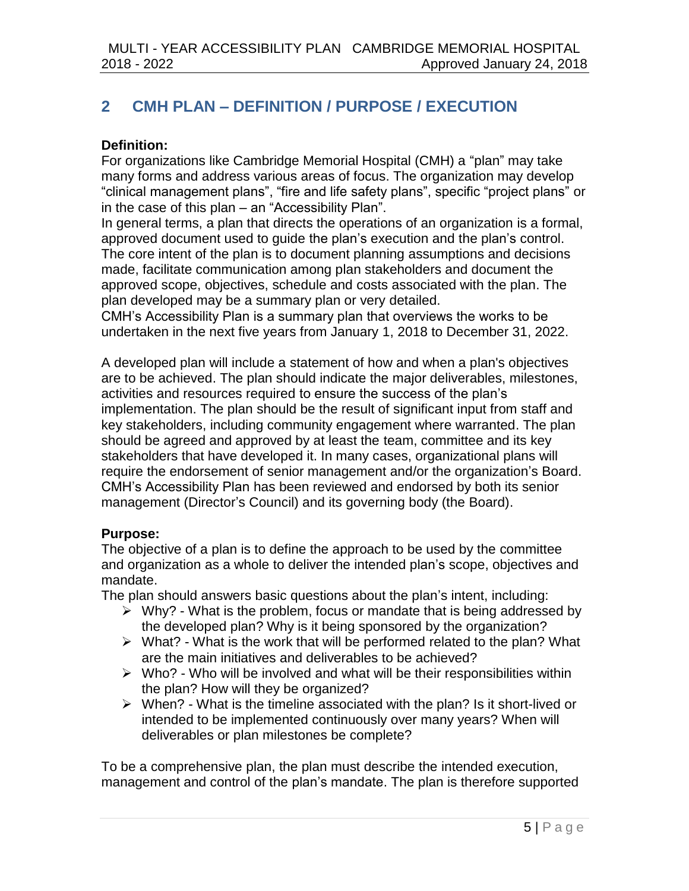## 2 CMH PLAN – DEFINITION / PURPOSE / EXECUTION

**Definition:**

For organizations like Cambridge Memorial Hospital (CMH) a "plan" may take many forms and address various areas of focus. The organization may develop "clinical management plans", "fire and life safety plans", specific "project plans" or in the case of this plan – an "Accessibility Plan".

In general terms, a plan that directs the operations of an organization is a formal, approved document used to guide the plan's execution and the plan's control. The core intent of the plan is to document planning assumptions and decisions made, facilitate communication among plan stakeholders and document the approved scope, objectives, schedule and costs associated with the plan. The plan developed may be a summary plan or very detailed.

CMH's Accessibility Plan is a summary plan that overviews the works to be undertaken in the next five years from January 1, 2018 to December 31, 2022.

A developed plan will include a statement of how and when a plan's objectives are to be achieved. The plan should indicate the major deliverables, milestones, activities and resources required to ensure the success of the plan's implementation. The plan should be the result of significant input from staff and key stakeholders, including community engagement where warranted. The plan should be agreed and approved by at least the team, committee and its key stakeholders that have developed it. In many cases, organizational plans will require the endorsement of senior management and/or the organization's Board. CMH's Accessibility Plan has been reviewed and endorsed by both its senior management (Director's Council) and its governing body (the Board).

**Purpose:**

The objective of a plan is to define the approach to be used by the committee and organization as a whole to deliver the intended plan's scope, objectives and mandate.

The plan should answers basic questions about the plan's intent, including:

- Why? - What is the problem, focus or mandate that is being addressed by the developed plan? Why is it being sponsored by the organization?
- What? - What is the work that will be performed related to the plan? What are the main initiatives and deliverables to be achieved?
- Who? - Who will be involved and what will be their responsibilities within the plan? How will they be organized?
- When? - What is the timeline associated with the plan? Is it short-lived or intended to be implemented continuously over many years? When will deliverables or plan milestones be complete?

To be a comprehensive plan, the plan must describe the intended execution, management and control of the plan's mandate. The plan is therefore supported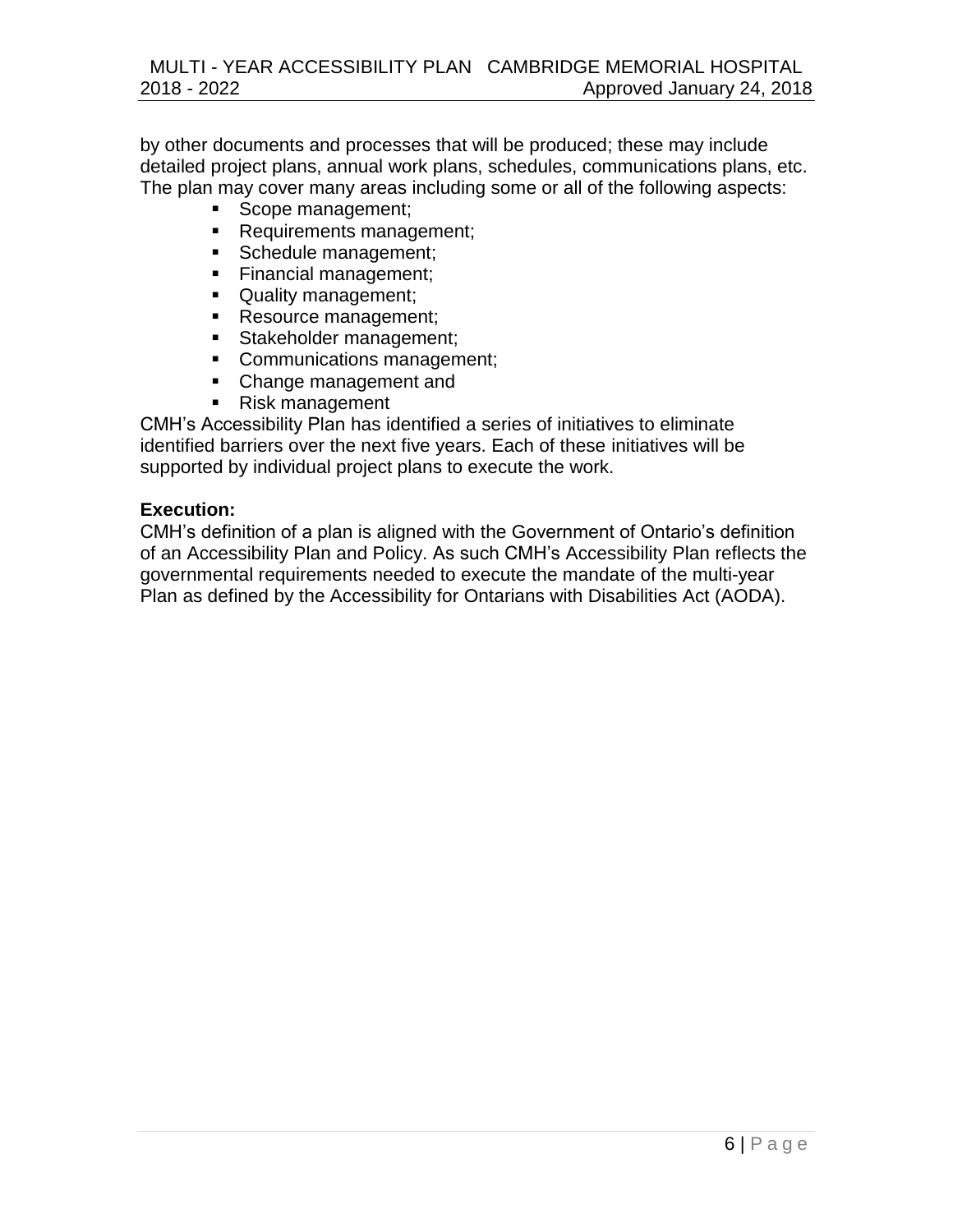by other documents and processes that will be produced; these may include detailed project plans, annual work plans, schedules, communications plans, etc. The plan may cover many areas including some or all of the following aspects:

- Scope management;
- Requirements management;
- Schedule management;
- Financial management;
- Quality management;
- Resource management;
- Stakeholder management;
- Communications management;
- Change management and
- Risk management

CMH's Accessibility Plan has identified a series of initiatives to eliminate identified barriers over the next five years. Each of these initiatives will be supported by individual project plans to execute the work.

**Execution:**

CMH's definition of a plan is aligned with the Government of Ontario's definition of an Accessibility Plan and Policy. As such CMH's Accessibility Plan reflects the governmental requirements needed to execute the mandate of the multi-year Plan as defined by the Accessibility for Ontarians with Disabilities Act (AODA).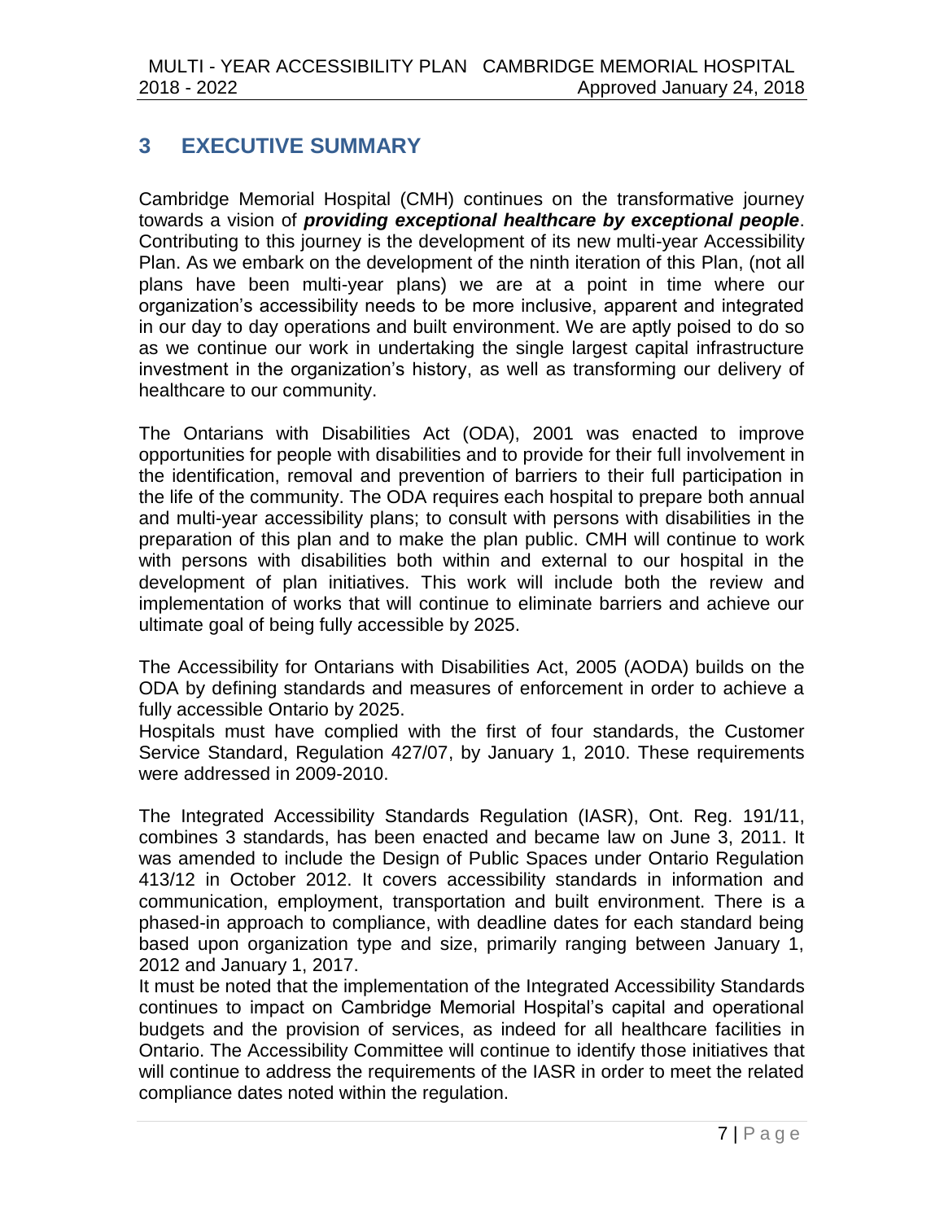# 3 EXECUTIVE SUMMARY

Cambridge Memorial Hospital (CMH) continues on the transformative journey towards a vision of ***providing exceptional healthcare by exceptional people***. Contributing to this journey is the development of its new multi-year Accessibility Plan. As we embark on the development of the ninth iteration of this Plan, (not all plans have been multi-year plans) we are at a point in time where our organization's accessibility needs to be more inclusive, apparent and integrated in our day to day operations and built environment. We are aptly poised to do so as we continue our work in undertaking the single largest capital infrastructure investment in the organization's history, as well as transforming our delivery of healthcare to our community.

The Ontarians with Disabilities Act (ODA), 2001 was enacted to improve opportunities for people with disabilities and to provide for their full involvement in the identification, removal and prevention of barriers to their full participation in the life of the community. The ODA requires each hospital to prepare both annual and multi-year accessibility plans; to consult with persons with disabilities in the preparation of this plan and to make the plan public. CMH will continue to work with persons with disabilities both within and external to our hospital in the development of plan initiatives. This work will include both the review and implementation of works that will continue to eliminate barriers and achieve our ultimate goal of being fully accessible by 2025.

The Accessibility for Ontarians with Disabilities Act, 2005 (AODA) builds on the ODA by defining standards and measures of enforcement in order to achieve a fully accessible Ontario by 2025.

Hospitals must have complied with the first of four standards, the Customer Service Standard, Regulation 427/07, by January 1, 2010. These requirements were addressed in 2009-2010.

The Integrated Accessibility Standards Regulation (IASR), Ont. Reg. 191/11, combines 3 standards, has been enacted and became law on June 3, 2011. It was amended to include the Design of Public Spaces under Ontario Regulation 413/12 in October 2012. It covers accessibility standards in information and communication, employment, transportation and built environment. There is a phased-in approach to compliance, with deadline dates for each standard being based upon organization type and size, primarily ranging between January 1, 2012 and January 1, 2017.

It must be noted that the implementation of the Integrated Accessibility Standards continues to impact on Cambridge Memorial Hospital's capital and operational budgets and the provision of services, as indeed for all healthcare facilities in Ontario. The Accessibility Committee will continue to identify those initiatives that will continue to address the requirements of the IASR in order to meet the related compliance dates noted within the regulation.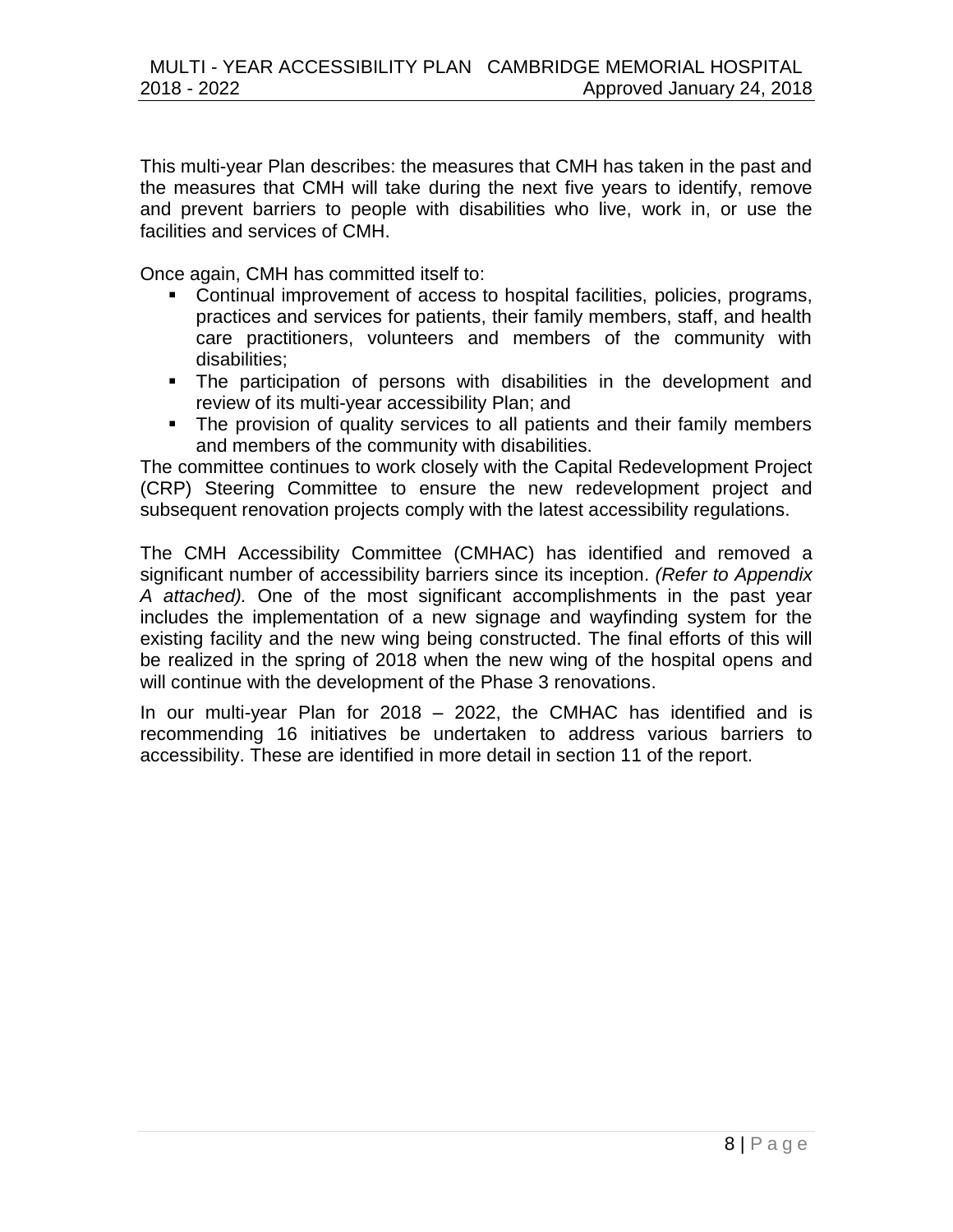This multi-year Plan describes: the measures that CMH has taken in the past and the measures that CMH will take during the next five years to identify, remove and prevent barriers to people with disabilities who live, work in, or use the facilities and services of CMH.

Once again, CMH has committed itself to:

- Continual improvement of access to hospital facilities, policies, programs, practices and services for patients, their family members, staff, and health care practitioners, volunteers and members of the community with disabilities;
- The participation of persons with disabilities in the development and review of its multi-year accessibility Plan; and
- The provision of quality services to all patients and their family members and members of the community with disabilities.

The committee continues to work closely with the Capital Redevelopment Project (CRP) Steering Committee to ensure the new redevelopment project and subsequent renovation projects comply with the latest accessibility regulations.

The CMH Accessibility Committee (CMHAC) has identified and removed a significant number of accessibility barriers since its inception. *(Refer to Appendix A attached).* One of the most significant accomplishments in the past year includes the implementation of a new signage and wayfinding system for the existing facility and the new wing being constructed. The final efforts of this will be realized in the spring of 2018 when the new wing of the hospital opens and will continue with the development of the Phase 3 renovations.

In our multi-year Plan for 2018 – 2022, the CMHAC has identified and is recommending 16 initiatives be undertaken to address various barriers to accessibility. These are identified in more detail in section 11 of the report.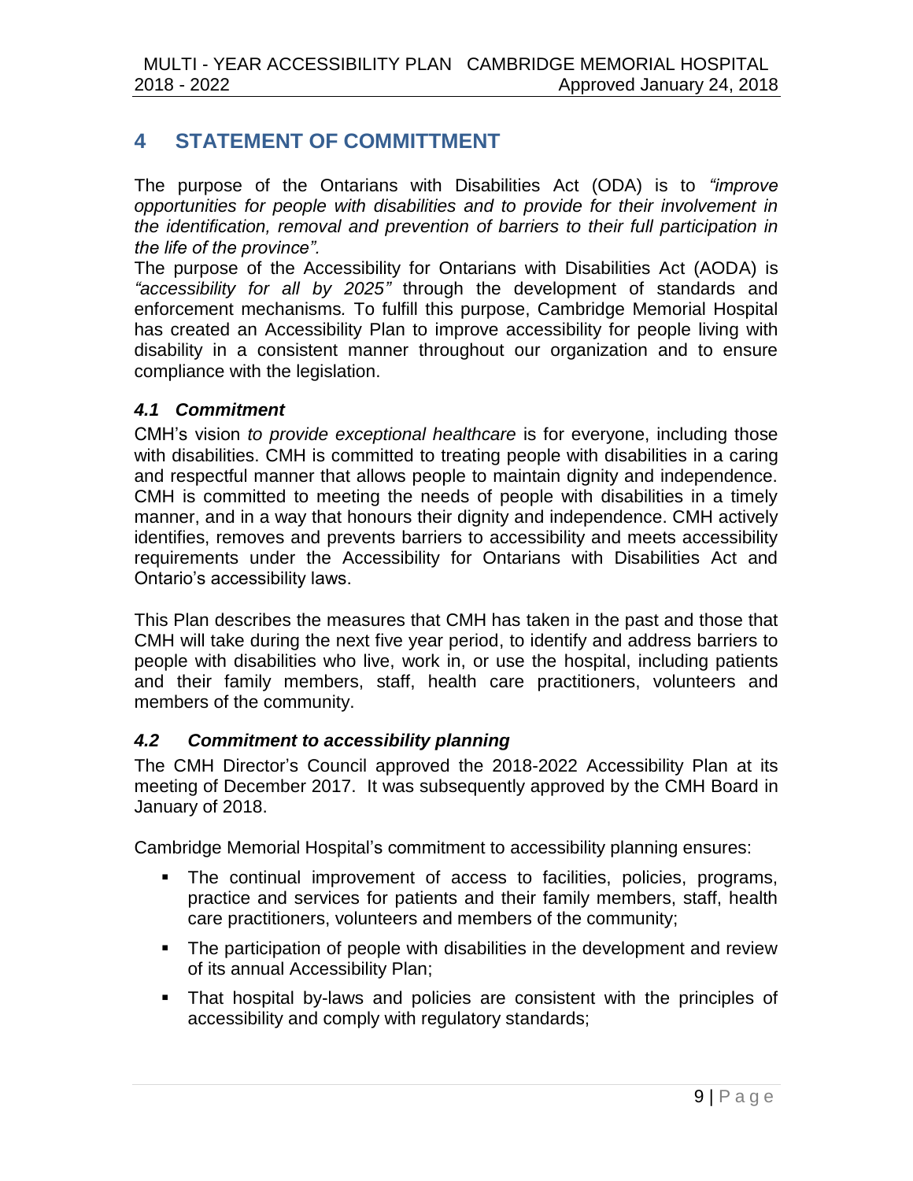# 4 STATEMENT OF COMMITTMENT

The purpose of the Ontarians with Disabilities Act (ODA) is to *"improve opportunities for people with disabilities and to provide for their involvement in the identification, removal and prevention of barriers to their full participation in the life of the province".*
The purpose of the Accessibility for Ontarians with Disabilities Act (AODA) is *"accessibility for all by 2025"* through the development of standards and enforcement mechanisms. To fulfill this purpose, Cambridge Memorial Hospital has created an Accessibility Plan to improve accessibility for people living with disability in a consistent manner throughout our organization and to ensure compliance with the legislation.

## *4.1 Commitment*

CMH's vision *to provide exceptional healthcare* is for everyone, including those with disabilities. CMH is committed to treating people with disabilities in a caring and respectful manner that allows people to maintain dignity and independence. CMH is committed to meeting the needs of people with disabilities in a timely manner, and in a way that honours their dignity and independence. CMH actively identifies, removes and prevents barriers to accessibility and meets accessibility requirements under the Accessibility for Ontarians with Disabilities Act and Ontario's accessibility laws.

This Plan describes the measures that CMH has taken in the past and those that CMH will take during the next five year period, to identify and address barriers to people with disabilities who live, work in, or use the hospital, including patients and their family members, staff, health care practitioners, volunteers and members of the community.

## *4.2 Commitment to accessibility planning*

The CMH Director's Council approved the 2018-2022 Accessibility Plan at its meeting of December 2017. It was subsequently approved by the CMH Board in January of 2018.

Cambridge Memorial Hospital's commitment to accessibility planning ensures:

- The continual improvement of access to facilities, policies, programs, practice and services for patients and their family members, staff, health care practitioners, volunteers and members of the community;
- The participation of people with disabilities in the development and review of its annual Accessibility Plan;
- That hospital by-laws and policies are consistent with the principles of accessibility and comply with regulatory standards;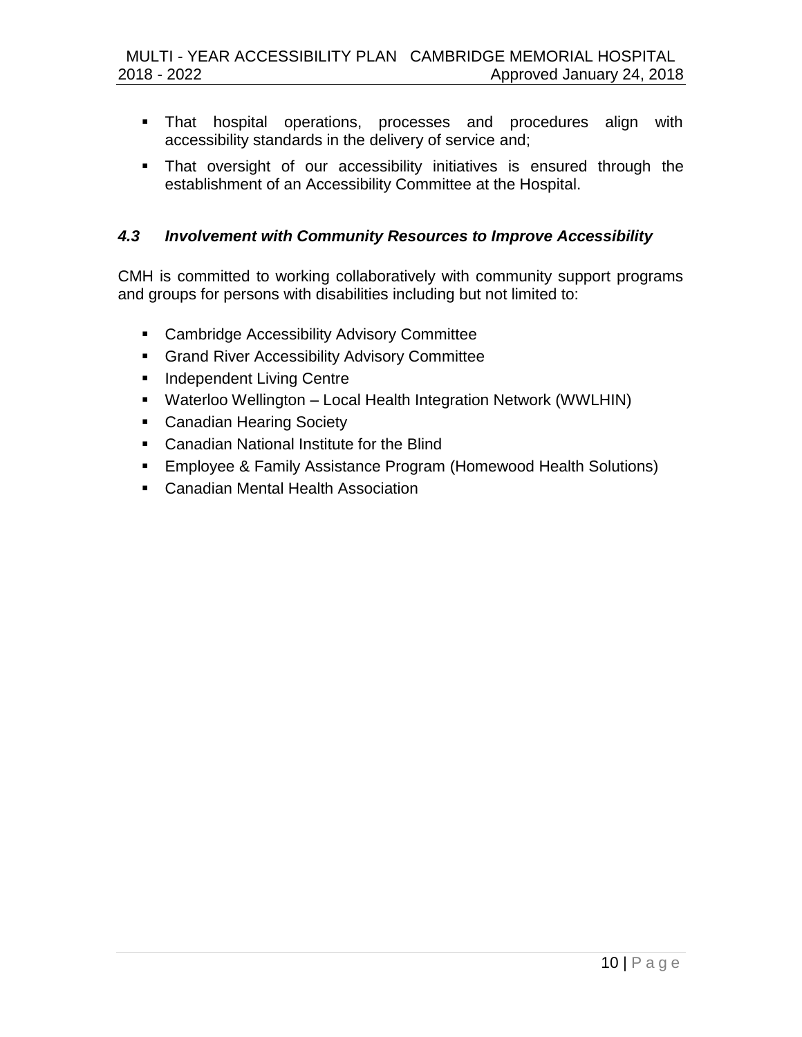- That hospital operations, processes and procedures align with accessibility standards in the delivery of service and;
- That oversight of our accessibility initiatives is ensured through the establishment of an Accessibility Committee at the Hospital.

### *4.3 Involvement with Community Resources to Improve Accessibility*

CMH is committed to working collaboratively with community support programs and groups for persons with disabilities including but not limited to:

- Cambridge Accessibility Advisory Committee
- Grand River Accessibility Advisory Committee
- Independent Living Centre
- Waterloo Wellington – Local Health Integration Network (WWLHIN)
- Canadian Hearing Society
- Canadian National Institute for the Blind
- Employee & Family Assistance Program (Homewood Health Solutions)
- Canadian Mental Health Association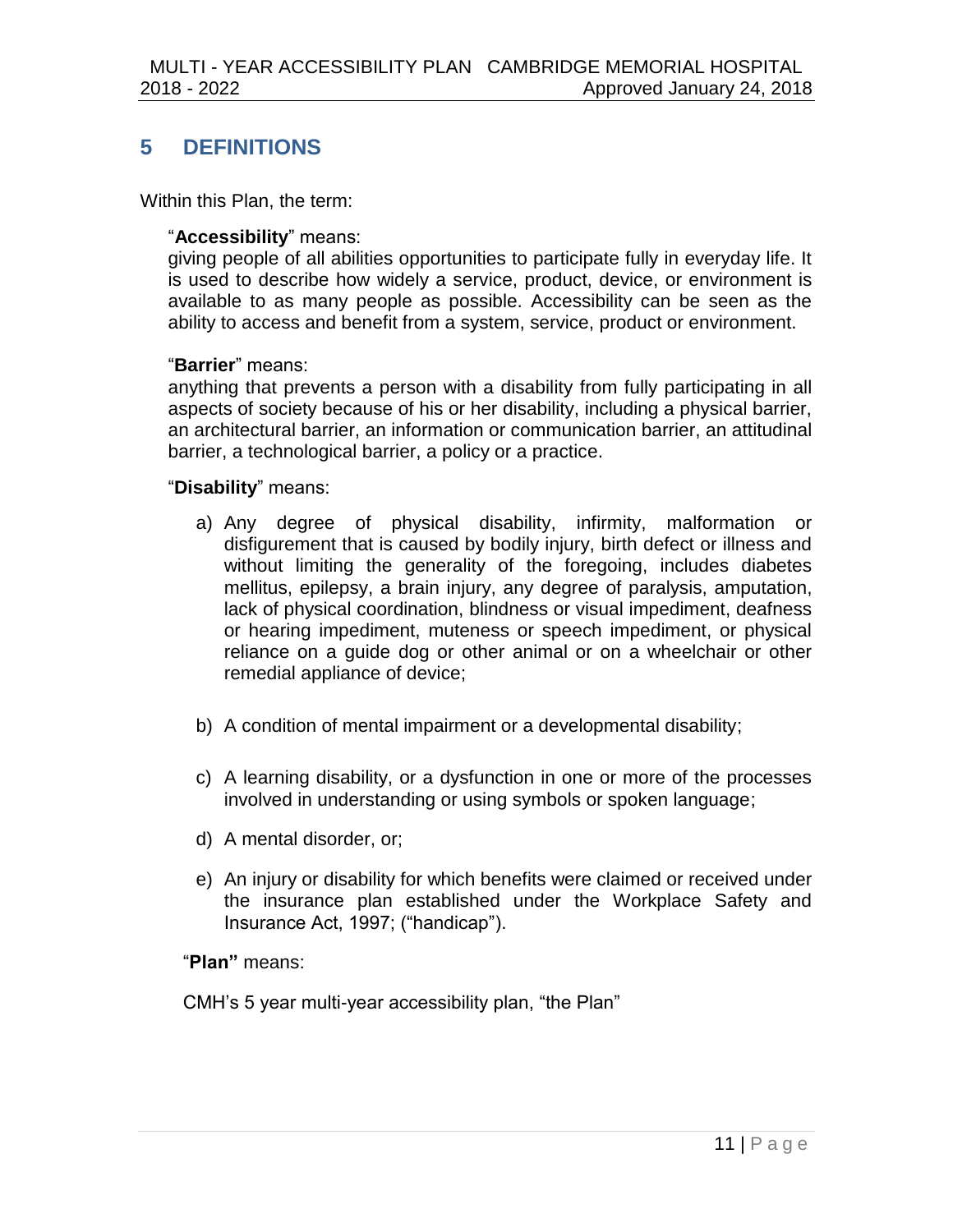## 5 DEFINITIONS

Within this Plan, the term:

"**Accessibility**" means:
giving people of all abilities opportunities to participate fully in everyday life. It is used to describe how widely a service, product, device, or environment is available to as many people as possible. Accessibility can be seen as the ability to access and benefit from a system, service, product or environment.

"**Barrier**" means:
anything that prevents a person with a disability from fully participating in all aspects of society because of his or her disability, including a physical barrier, an architectural barrier, an information or communication barrier, an attitudinal barrier, a technological barrier, a policy or a practice.

"**Disability**" means:

a) Any degree of physical disability, infirmity, malformation or disfigurement that is caused by bodily injury, birth defect or illness and without limiting the generality of the foregoing, includes diabetes mellitus, epilepsy, a brain injury, any degree of paralysis, amputation, lack of physical coordination, blindness or visual impediment, deafness or hearing impediment, muteness or speech impediment, or physical reliance on a guide dog or other animal or on a wheelchair or other remedial appliance of device;

b) A condition of mental impairment or a developmental disability;

c) A learning disability, or a dysfunction in one or more of the processes involved in understanding or using symbols or spoken language;

d) A mental disorder, or;

e) An injury or disability for which benefits were claimed or received under the insurance plan established under the Workplace Safety and Insurance Act, 1997; ("handicap").

"**Plan"** means:

CMH's 5 year multi-year accessibility plan, "the Plan"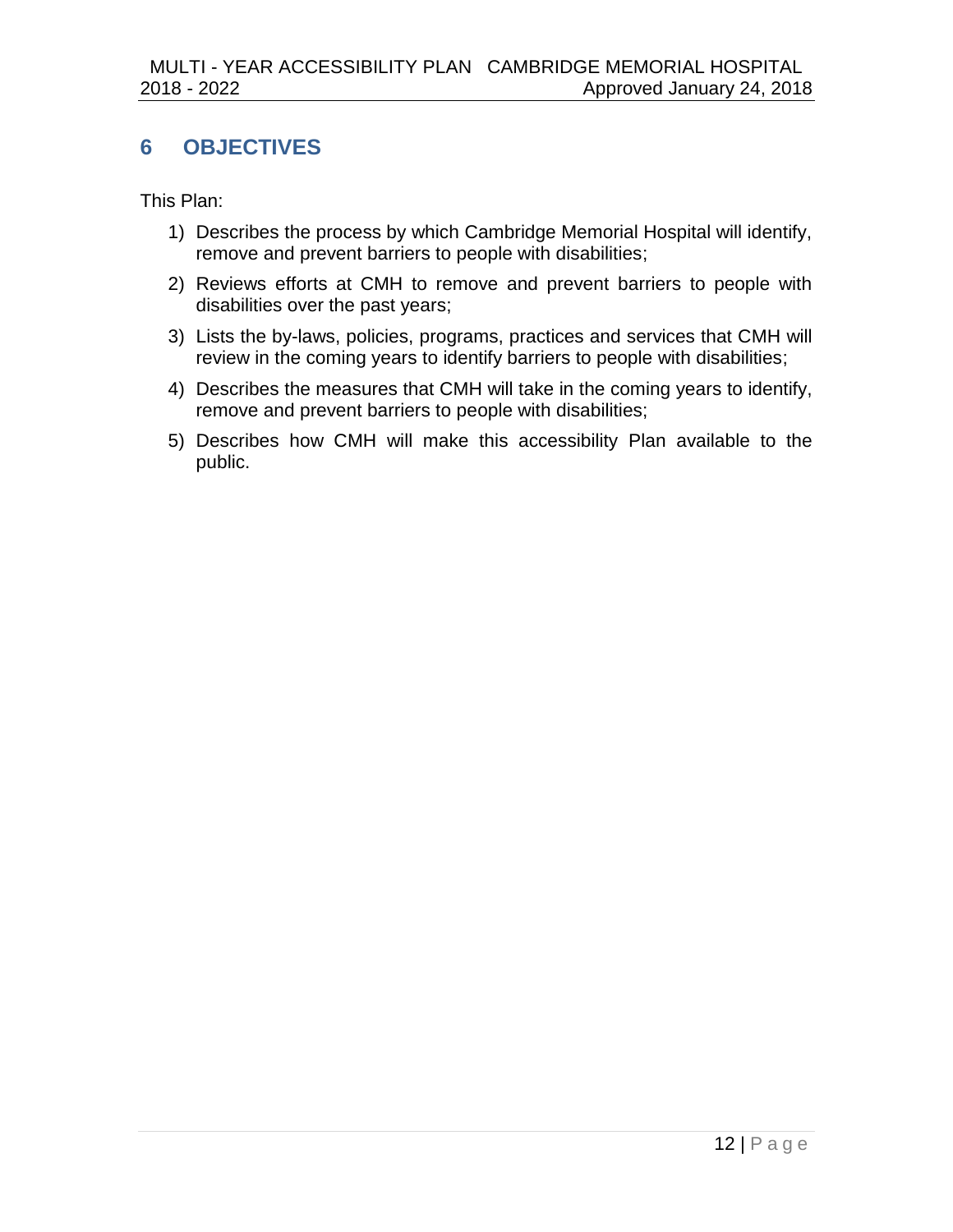## 6 OBJECTIVES

This Plan:

1) Describes the process by which Cambridge Memorial Hospital will identify, remove and prevent barriers to people with disabilities;
2) Reviews efforts at CMH to remove and prevent barriers to people with disabilities over the past years;
3) Lists the by-laws, policies, programs, practices and services that CMH will review in the coming years to identify barriers to people with disabilities;
4) Describes the measures that CMH will take in the coming years to identify, remove and prevent barriers to people with disabilities;
5) Describes how CMH will make this accessibility Plan available to the public.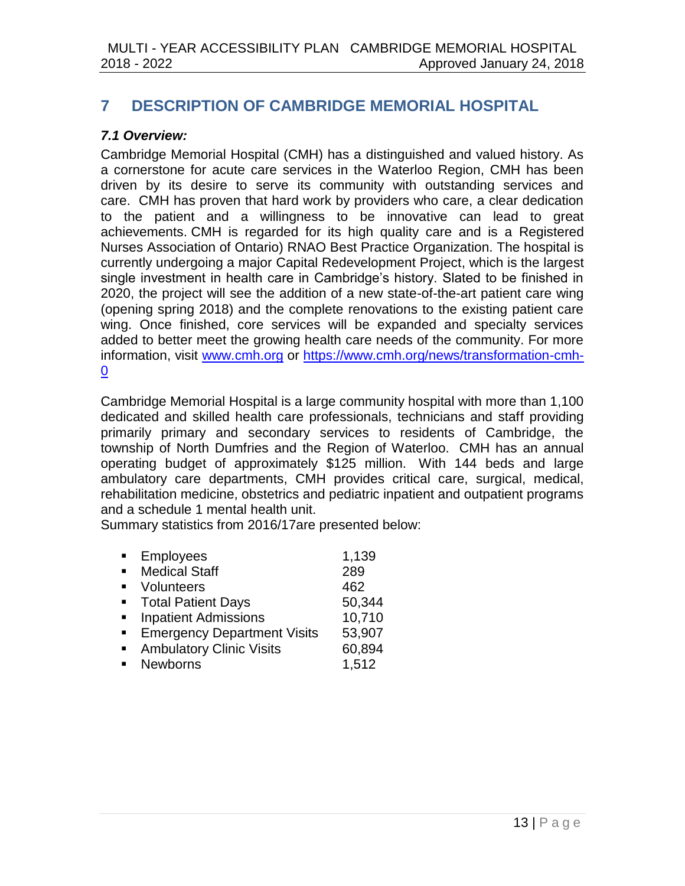## 7 DESCRIPTION OF CAMBRIDGE MEMORIAL HOSPITAL

### *7.1 Overview:*

Cambridge Memorial Hospital (CMH) has a distinguished and valued history. As a cornerstone for acute care services in the Waterloo Region, CMH has been driven by its desire to serve its community with outstanding services and care. CMH has proven that hard work by providers who care, a clear dedication to the patient and a willingness to be innovative can lead to great achievements. CMH is regarded for its high quality care and is a Registered Nurses Association of Ontario) RNAO Best Practice Organization. The hospital is currently undergoing a major Capital Redevelopment Project, which is the largest single investment in health care in Cambridge's history. Slated to be finished in 2020, the project will see the addition of a new state-of-the-art patient care wing (opening spring 2018) and the complete renovations to the existing patient care wing. Once finished, core services will be expanded and specialty services added to better meet the growing health care needs of the community. For more information, visit [www.cmh.org](www.cmh.org) or [https://www.cmh.org/news/transformation-cmh-0](https://www.cmh.org/news/transformation-cmh-0)

Cambridge Memorial Hospital is a large community hospital with more than 1,100 dedicated and skilled health care professionals, technicians and staff providing primarily primary and secondary services to residents of Cambridge, the township of North Dumfries and the Region of Waterloo. CMH has an annual operating budget of approximately $125 million. With 144 beds and large ambulatory care departments, CMH provides critical care, surgical, medical, rehabilitation medicine, obstetrics and pediatric inpatient and outpatient programs and a schedule 1 mental health unit.

Summary statistics from 2016/17are presented below:

- Employees 1,139
- Medical Staff 289
- Volunteers 462
- Total Patient Days 50,344
- Inpatient Admissions 10,710
- Emergency Department Visits 53,907
- Ambulatory Clinic Visits 60,894
- Newborns 1,512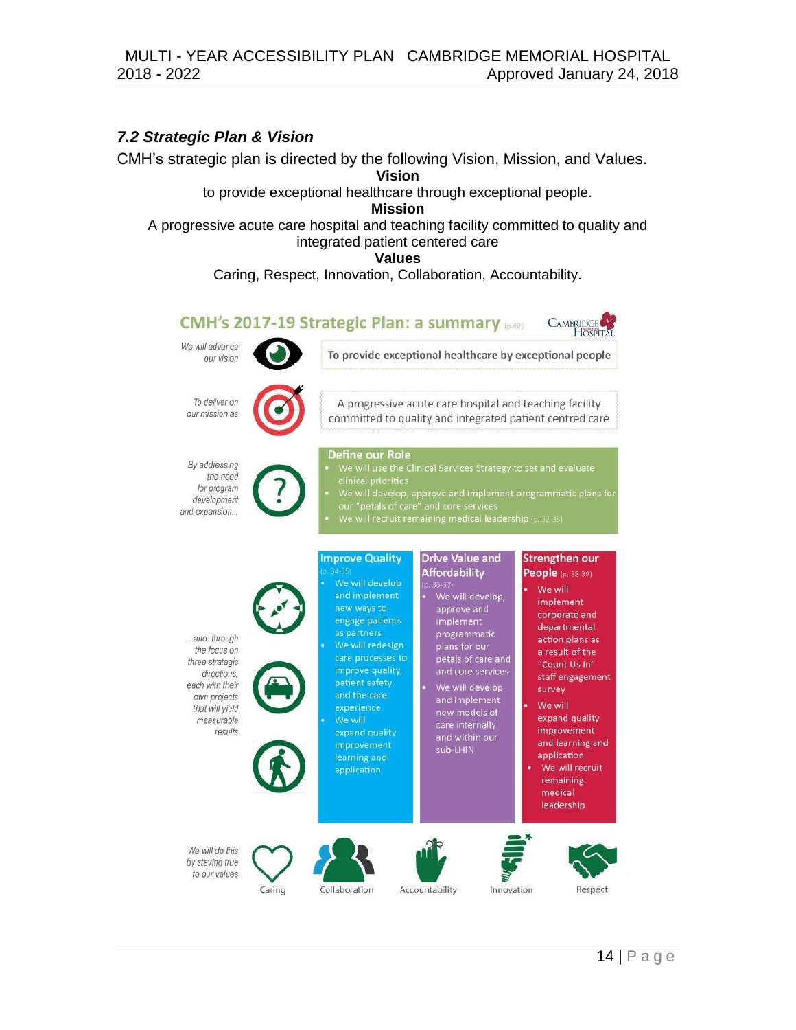### *7.2 Strategic Plan & Vision*

CMH's strategic plan is directed by the following Vision, Mission, and Values.

**Vision**

to provide exceptional healthcare through exceptional people.

**Mission**

A progressive acute care hospital and teaching facility committed to quality and integrated patient centered care

**Values**

Caring, Respect, Innovation, Collaboration, Accountability.

## CMH's 2017-19 Strategic Plan: a summary (p.42)

*We will advance our vision*

To provide exceptional healthcare by exceptional people

*To deliver on our mission as*

A progressive acute care hospital and teaching facility committed to quality and integrated patient centred care

*By addressing the need for program development and expansion...*

**Define our Role**

- We will use the Clinical Services Strategy to set and evaluate clinical priorities
- We will develop, approve and implement programmatic plans for our "petals of care" and core services
- We will recruit remaining medical leadership (p. 32-33)

*...and through the focus on three strategic directions, each with their own projects that will yield measurable results*

**Improve Quality** (p. 34-35)

- We will develop and implement new ways to engage patients as partners
- We will redesign care processes to improve quality, patient safety and the care experience
- We will expand quality improvement learning and application

**Drive Value and Affordability** (p. 36-37)

- We will develop, approve and implement programmatic plans for our petals of care and core services
- We will develop and implement new models of care internally and within our sub-LHIN

**Strengthen our People** (p. 38-39)

- We will implement corporate and departmental action plans as a result of the "Count Us In" staff engagement survey
- We will expand quality improvement and learning and application
- We will recruit remaining medical leadership

*We will do this by staying true to our values*

Caring, Collaboration, Accountability, Innovation, Respect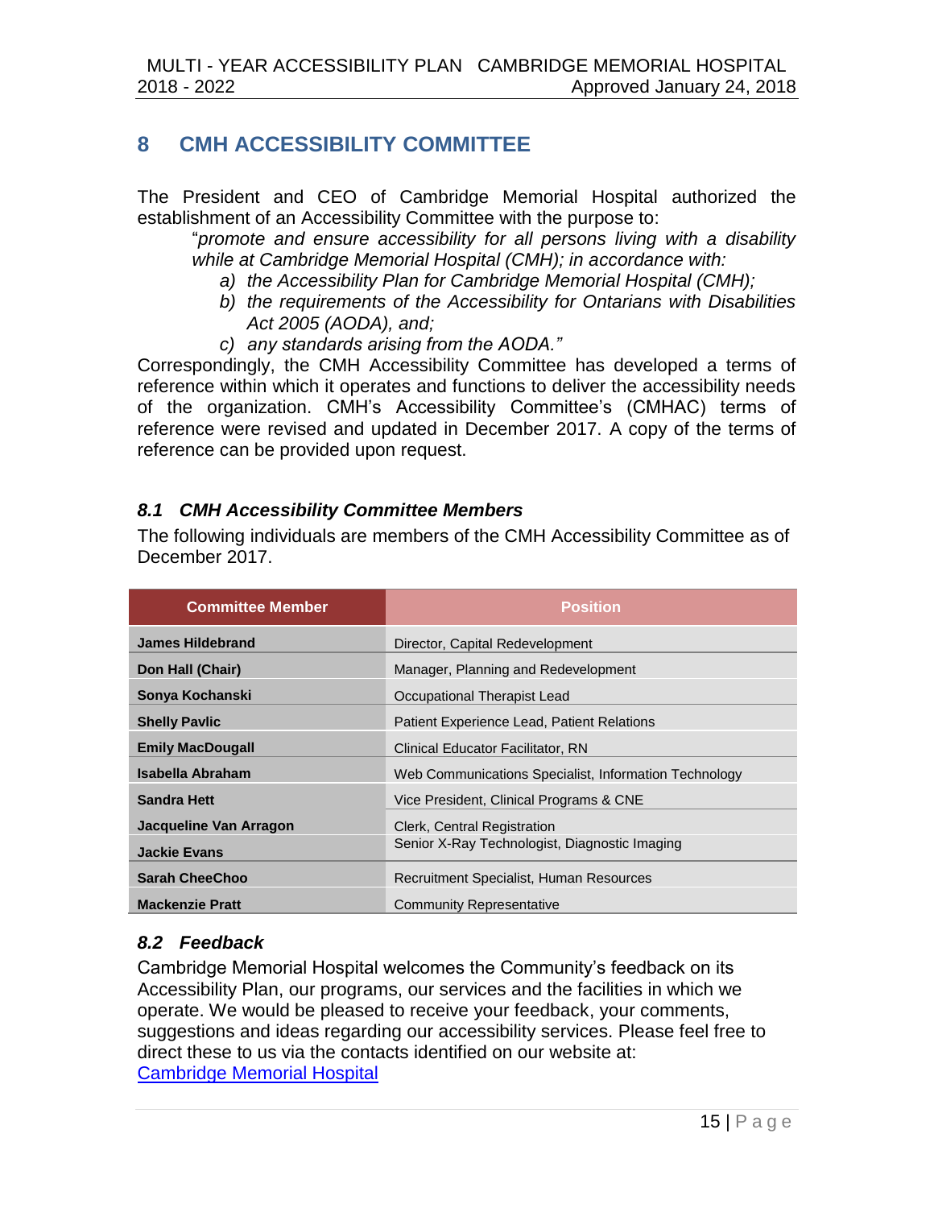## 8 CMH ACCESSIBILITY COMMITTEE

The President and CEO of Cambridge Memorial Hospital authorized the establishment of an Accessibility Committee with the purpose to:

> "*promote and ensure accessibility for all persons living with a disability while at Cambridge Memorial Hospital (CMH); in accordance with:*
>
> *a) the Accessibility Plan for Cambridge Memorial Hospital (CMH);*
> *b) the requirements of the Accessibility for Ontarians with Disabilities Act 2005 (AODA), and;*
> *c) any standards arising from the AODA."*

Correspondingly, the CMH Accessibility Committee has developed a terms of reference within which it operates and functions to deliver the accessibility needs of the organization. CMH's Accessibility Committee's (CMHAC) terms of reference were revised and updated in December 2017. A copy of the terms of reference can be provided upon request.

### *8.1 CMH Accessibility Committee Members*

The following individuals are members of the CMH Accessibility Committee as of December 2017.

| Committee Member | Position |
|---|---|
| **James Hildebrand** | Director, Capital Redevelopment |
| **Don Hall (Chair)** | Manager, Planning and Redevelopment |
| **Sonya Kochanski** | Occupational Therapist Lead |
| **Shelly Pavlic** | Patient Experience Lead, Patient Relations |
| **Emily MacDougall** | Clinical Educator Facilitator, RN |
| **Isabella Abraham** | Web Communications Specialist, Information Technology |
| **Sandra Hett** | Vice President, Clinical Programs & CNE |
| **Jacqueline Van Arragon** | Clerk, Central Registration |
| **Jackie Evans** | Senior X-Ray Technologist, Diagnostic Imaging |
| **Sarah CheeChoo** | Recruitment Specialist, Human Resources |
| **Mackenzie Pratt** | Community Representative |

### *8.2 Feedback*

Cambridge Memorial Hospital welcomes the Community's feedback on its Accessibility Plan, our programs, our services and the facilities in which we operate. We would be pleased to receive your feedback, your comments, suggestions and ideas regarding our accessibility services. Please feel free to direct these to us via the contacts identified on our website at: Cambridge Memorial Hospital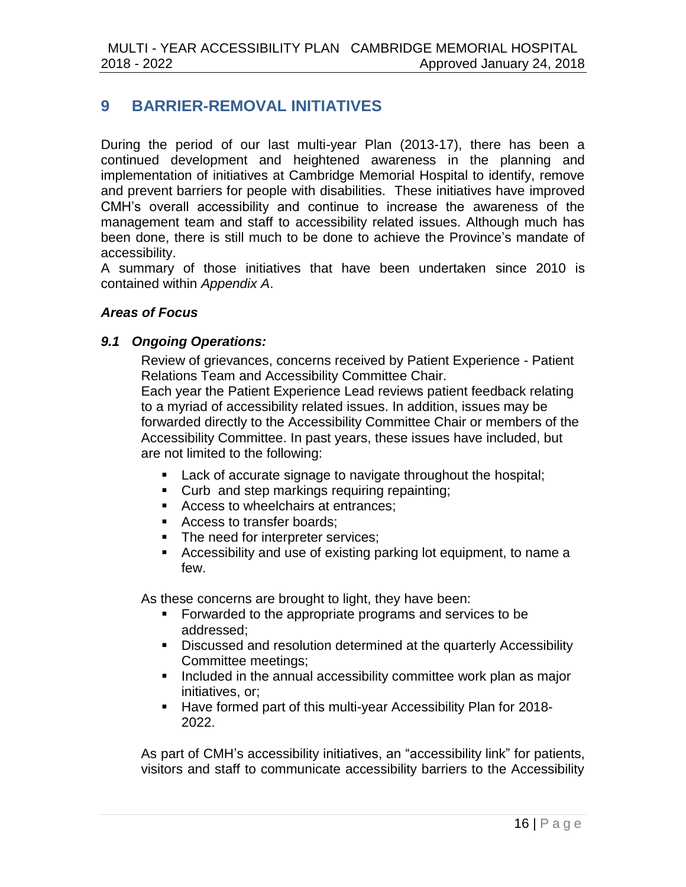# 9 BARRIER-REMOVAL INITIATIVES

During the period of our last multi-year Plan (2013-17), there has been a continued development and heightened awareness in the planning and implementation of initiatives at Cambridge Memorial Hospital to identify, remove and prevent barriers for people with disabilities. These initiatives have improved CMH's overall accessibility and continue to increase the awareness of the management team and staff to accessibility related issues. Although much has been done, there is still much to be done to achieve the Province's mandate of accessibility.

A summary of those initiatives that have been undertaken since 2010 is contained within *Appendix A*.

### *Areas of Focus*

### *9.1 Ongoing Operations:*

Review of grievances, concerns received by Patient Experience - Patient Relations Team and Accessibility Committee Chair.

Each year the Patient Experience Lead reviews patient feedback relating to a myriad of accessibility related issues. In addition, issues may be forwarded directly to the Accessibility Committee Chair or members of the Accessibility Committee. In past years, these issues have included, but are not limited to the following:

- Lack of accurate signage to navigate throughout the hospital;
- Curb and step markings requiring repainting;
- Access to wheelchairs at entrances;
- Access to transfer boards;
- The need for interpreter services;
- Accessibility and use of existing parking lot equipment, to name a few.

As these concerns are brought to light, they have been:

- Forwarded to the appropriate programs and services to be addressed;
- Discussed and resolution determined at the quarterly Accessibility Committee meetings;
- Included in the annual accessibility committee work plan as major initiatives, or;
- Have formed part of this multi-year Accessibility Plan for 2018-2022.

As part of CMH's accessibility initiatives, an "accessibility link" for patients, visitors and staff to communicate accessibility barriers to the Accessibility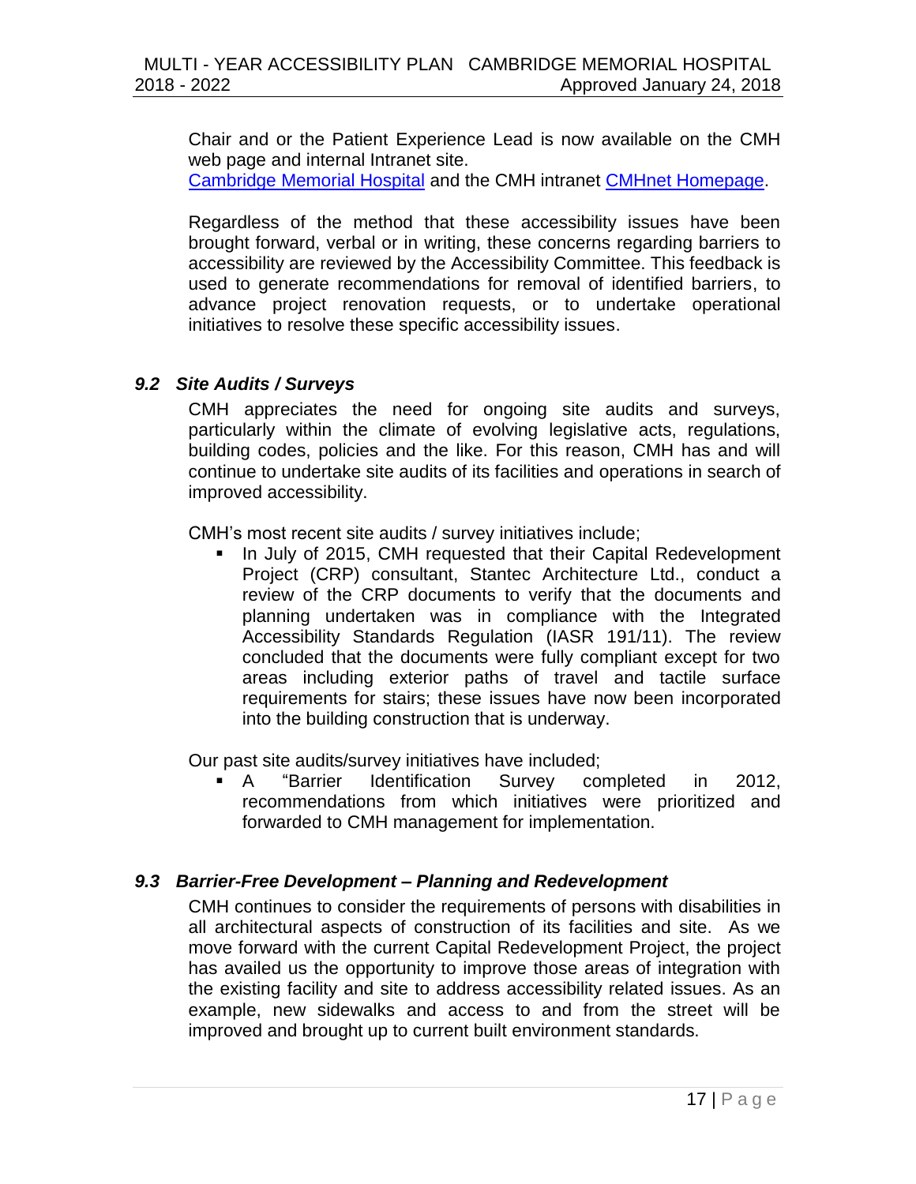Chair and or the Patient Experience Lead is now available on the CMH web page and internal Intranet site.
[Cambridge Memorial Hospital] and the CMH intranet [CMHnet Homepage].

Regardless of the method that these accessibility issues have been brought forward, verbal or in writing, these concerns regarding barriers to accessibility are reviewed by the Accessibility Committee. This feedback is used to generate recommendations for removal of identified barriers, to advance project renovation requests, or to undertake operational initiatives to resolve these specific accessibility issues.

### *9.2 Site Audits / Surveys*

CMH appreciates the need for ongoing site audits and surveys, particularly within the climate of evolving legislative acts, regulations, building codes, policies and the like. For this reason, CMH has and will continue to undertake site audits of its facilities and operations in search of improved accessibility.

CMH's most recent site audits / survey initiatives include;

- In July of 2015, CMH requested that their Capital Redevelopment Project (CRP) consultant, Stantec Architecture Ltd., conduct a review of the CRP documents to verify that the documents and planning undertaken was in compliance with the Integrated Accessibility Standards Regulation (IASR 191/11). The review concluded that the documents were fully compliant except for two areas including exterior paths of travel and tactile surface requirements for stairs; these issues have now been incorporated into the building construction that is underway.

Our past site audits/survey initiatives have included;

- A "Barrier Identification Survey completed in 2012, recommendations from which initiatives were prioritized and forwarded to CMH management for implementation.

### *9.3 Barrier-Free Development – Planning and Redevelopment*

CMH continues to consider the requirements of persons with disabilities in all architectural aspects of construction of its facilities and site. As we move forward with the current Capital Redevelopment Project, the project has availed us the opportunity to improve those areas of integration with the existing facility and site to address accessibility related issues. As an example, new sidewalks and access to and from the street will be improved and brought up to current built environment standards.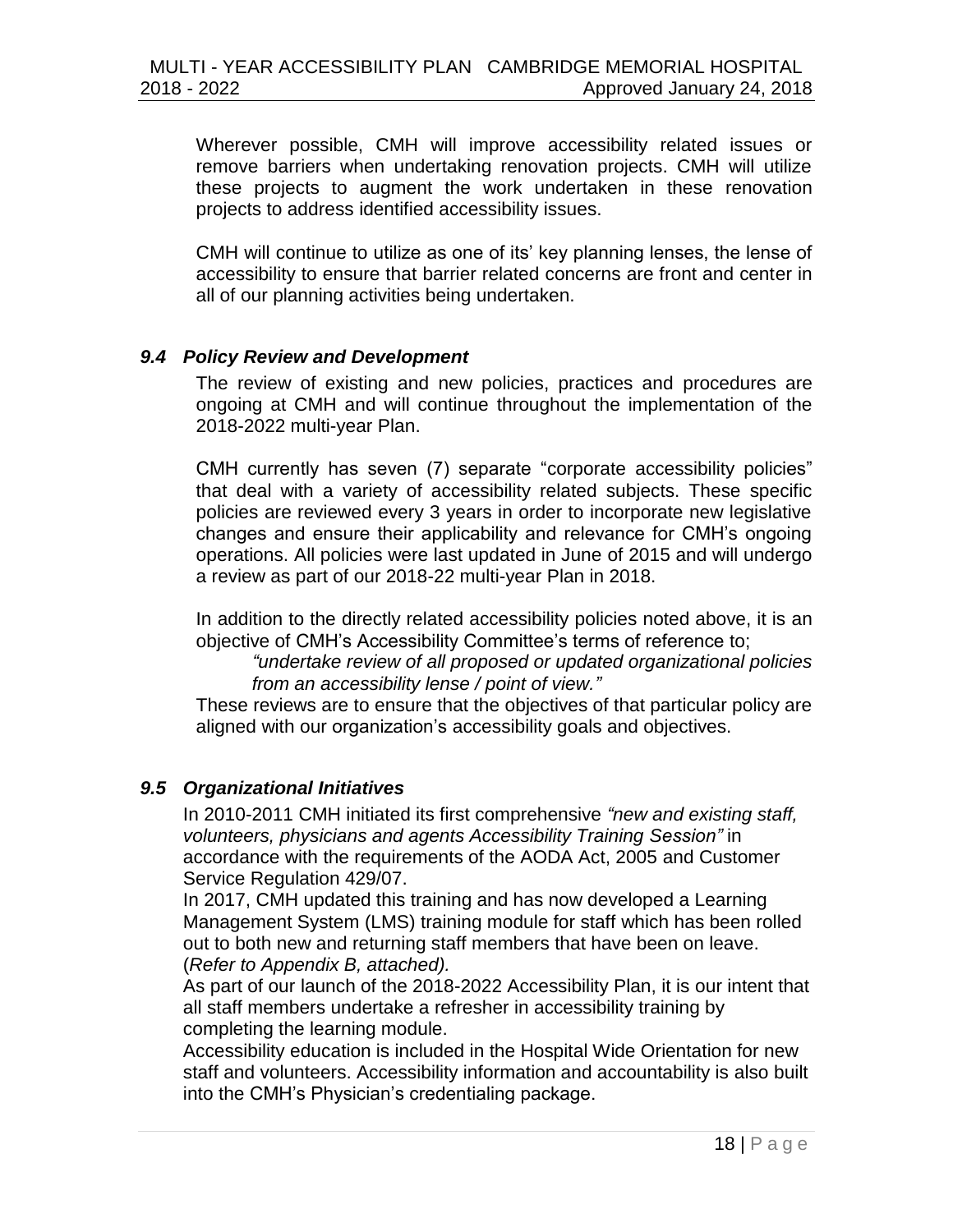Wherever possible, CMH will improve accessibility related issues or remove barriers when undertaking renovation projects. CMH will utilize these projects to augment the work undertaken in these renovation projects to address identified accessibility issues.

CMH will continue to utilize as one of its' key planning lenses, the lense of accessibility to ensure that barrier related concerns are front and center in all of our planning activities being undertaken.

### *9.4 Policy Review and Development*

The review of existing and new policies, practices and procedures are ongoing at CMH and will continue throughout the implementation of the 2018-2022 multi-year Plan.

CMH currently has seven (7) separate "corporate accessibility policies" that deal with a variety of accessibility related subjects. These specific policies are reviewed every 3 years in order to incorporate new legislative changes and ensure their applicability and relevance for CMH's ongoing operations. All policies were last updated in June of 2015 and will undergo a review as part of our 2018-22 multi-year Plan in 2018.

In addition to the directly related accessibility policies noted above, it is an objective of CMH's Accessibility Committee's terms of reference to;

> *"undertake review of all proposed or updated organizational policies from an accessibility lense / point of view."*

These reviews are to ensure that the objectives of that particular policy are aligned with our organization's accessibility goals and objectives.

### *9.5 Organizational Initiatives*

In 2010-2011 CMH initiated its first comprehensive *"new and existing staff, volunteers, physicians and agents Accessibility Training Session"* in accordance with the requirements of the AODA Act, 2005 and Customer Service Regulation 429/07.

In 2017, CMH updated this training and has now developed a Learning Management System (LMS) training module for staff which has been rolled out to both new and returning staff members that have been on leave. (*Refer to Appendix B, attached).*

As part of our launch of the 2018-2022 Accessibility Plan, it is our intent that all staff members undertake a refresher in accessibility training by completing the learning module.

Accessibility education is included in the Hospital Wide Orientation for new staff and volunteers. Accessibility information and accountability is also built into the CMH's Physician's credentialing package.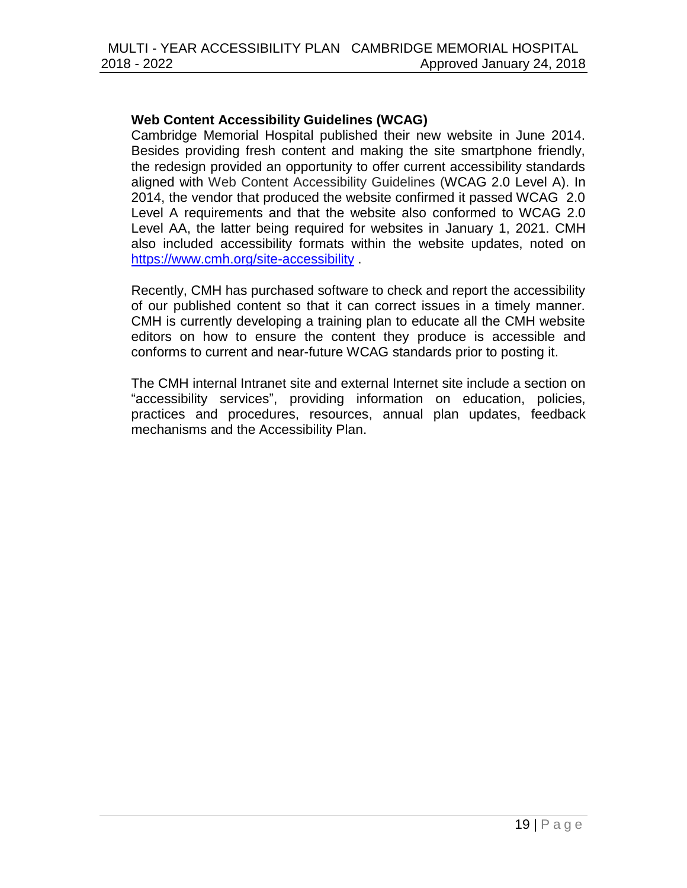**Web Content Accessibility Guidelines (WCAG)**

Cambridge Memorial Hospital published their new website in June 2014. Besides providing fresh content and making the site smartphone friendly, the redesign provided an opportunity to offer current accessibility standards aligned with Web Content Accessibility Guidelines (WCAG 2.0 Level A). In 2014, the vendor that produced the website confirmed it passed WCAG 2.0 Level A requirements and that the website also conformed to WCAG 2.0 Level AA, the latter being required for websites in January 1, 2021. CMH also included accessibility formats within the website updates, noted on https://www.cmh.org/site-accessibility .

Recently, CMH has purchased software to check and report the accessibility of our published content so that it can correct issues in a timely manner. CMH is currently developing a training plan to educate all the CMH website editors on how to ensure the content they produce is accessible and conforms to current and near-future WCAG standards prior to posting it.

The CMH internal Intranet site and external Internet site include a section on "accessibility services", providing information on education, policies, practices and procedures, resources, annual plan updates, feedback mechanisms and the Accessibility Plan.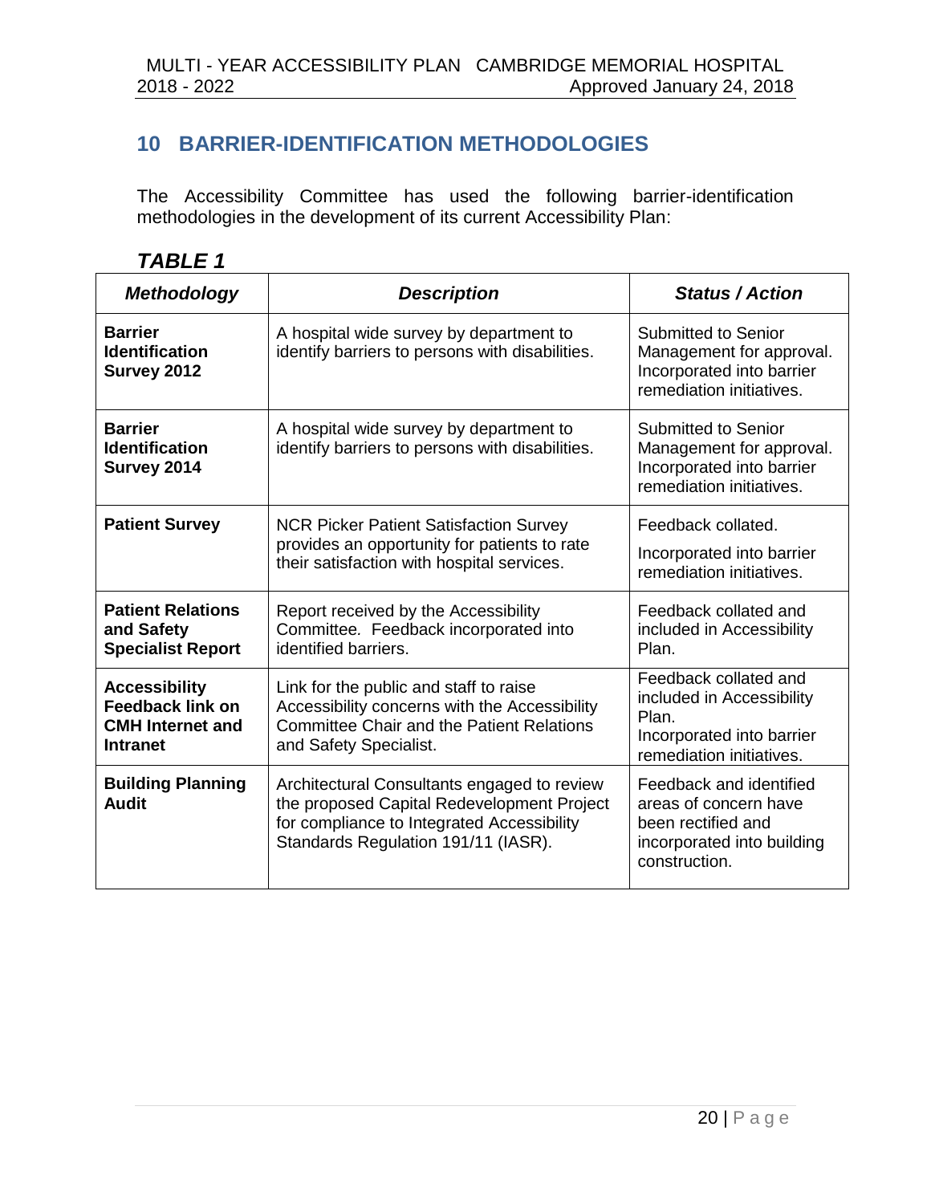## 10 BARRIER-IDENTIFICATION METHODOLOGIES

The Accessibility Committee has used the following barrier-identification methodologies in the development of its current Accessibility Plan:

### *TABLE 1*

| ***Methodology*** | ***Description*** | ***Status / Action*** |
|---|---|---|
| **Barrier Identification Survey 2012** | A hospital wide survey by department to identify barriers to persons with disabilities. | Submitted to Senior Management for approval. Incorporated into barrier remediation initiatives. |
| **Barrier Identification Survey 2014** | A hospital wide survey by department to identify barriers to persons with disabilities. | Submitted to Senior Management for approval. Incorporated into barrier remediation initiatives. |
| **Patient Survey** | NCR Picker Patient Satisfaction Survey provides an opportunity for patients to rate their satisfaction with hospital services. | Feedback collated. Incorporated into barrier remediation initiatives. |
| **Patient Relations and Safety Specialist Report** | Report received by the Accessibility Committee. Feedback incorporated into identified barriers. | Feedback collated and included in Accessibility Plan. |
| **Accessibility Feedback link on CMH Internet and Intranet** | Link for the public and staff to raise Accessibility concerns with the Accessibility Committee Chair and the Patient Relations and Safety Specialist. | Feedback collated and included in Accessibility Plan. Incorporated into barrier remediation initiatives. |
| **Building Planning Audit** | Architectural Consultants engaged to review the proposed Capital Redevelopment Project for compliance to Integrated Accessibility Standards Regulation 191/11 (IASR). | Feedback and identified areas of concern have been rectified and incorporated into building construction. |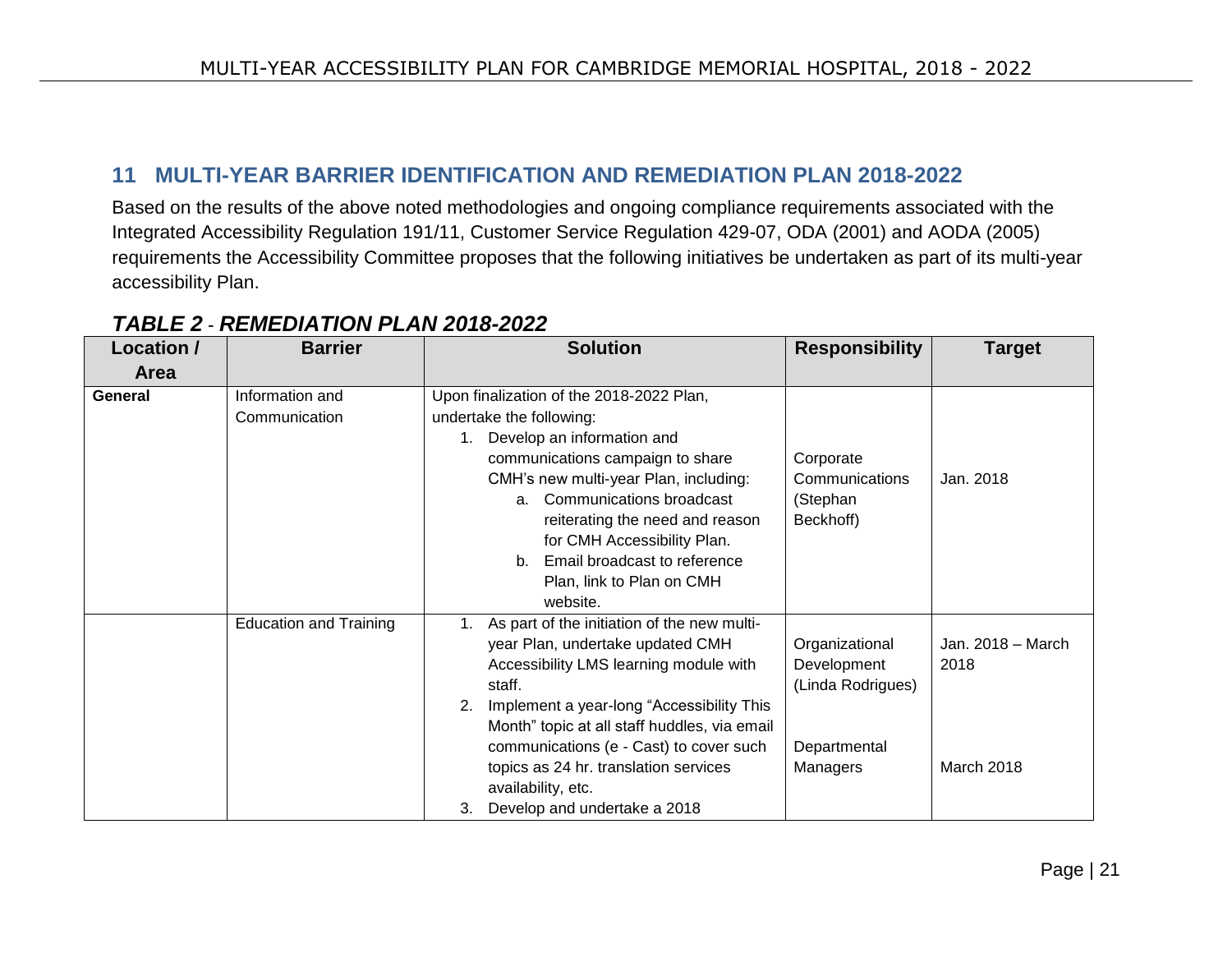## 11 MULTI-YEAR BARRIER IDENTIFICATION AND REMEDIATION PLAN 2018-2022

Based on the results of the above noted methodologies and ongoing compliance requirements associated with the Integrated Accessibility Regulation 191/11, Customer Service Regulation 429-07, ODA (2001) and AODA (2005) requirements the Accessibility Committee proposes that the following initiatives be undertaken as part of its multi-year accessibility Plan.

### *TABLE 2 - REMEDIATION PLAN 2018-2022*

| Location / Area | Barrier | Solution | Responsibility | Target |
|---|---|---|---|---|
| **General** | Information and Communication | Upon finalization of the 2018-2022 Plan, undertake the following:<br>1. Develop an information and communications campaign to share CMH's new multi-year Plan, including:<br>a. Communications broadcast reiterating the need and reason for CMH Accessibility Plan.<br>b. Email broadcast to reference Plan, link to Plan on CMH website. | Corporate Communications (Stephan Beckhoff) | Jan. 2018 |
| | Education and Training | 1. As part of the initiation of the new multi-year Plan, undertake updated CMH Accessibility LMS learning module with staff.<br>2. Implement a year-long "Accessibility This Month" topic at all staff huddles, via email communications (e - Cast) to cover such topics as 24 hr. translation services availability, etc.<br>3. Develop and undertake a 2018 | Organizational Development (Linda Rodrigues)<br><br>Departmental Managers | Jan. 2018 – March 2018<br><br>March 2018 |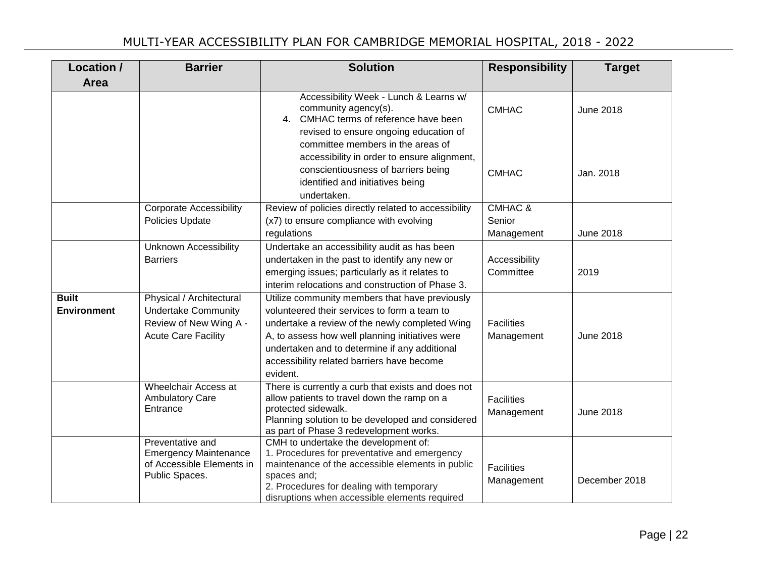| Location / Area | Barrier | Solution | Responsibility | Target |
|---|---|---|---|---|
| | | Accessibility Week - Lunch & Learns w/ community agency(s).<br>4. CMHAC terms of reference have been revised to ensure ongoing education of committee members in the areas of accessibility in order to ensure alignment, conscientiousness of barriers being identified and initiatives being undertaken. | CMHAC<br><br>CMHAC | June 2018<br><br>Jan. 2018 |
| | Corporate Accessibility Policies Update | Review of policies directly related to accessibility (x7) to ensure compliance with evolving regulations | CMHAC & Senior Management | June 2018 |
| | Unknown Accessibility Barriers | Undertake an accessibility audit as has been undertaken in the past to identify any new or emerging issues; particularly as it relates to interim relocations and construction of Phase 3. | Accessibility Committee | 2019 |
| **Built Environment** | Physical / Architectural Undertake Community Review of New Wing A - Acute Care Facility | Utilize community members that have previously volunteered their services to form a team to undertake a review of the newly completed Wing A, to assess how well planning initiatives were undertaken and to determine if any additional accessibility related barriers have become evident. | Facilities Management | June 2018 |
| | Wheelchair Access at Ambulatory Care Entrance | There is currently a curb that exists and does not allow patients to travel down the ramp on a protected sidewalk.<br>Planning solution to be developed and considered as part of Phase 3 redevelopment works. | Facilities Management | June 2018 |
| | Preventative and Emergency Maintenance of Accessible Elements in Public Spaces. | CMH to undertake the development of:<br>1. Procedures for preventative and emergency maintenance of the accessible elements in public spaces and;<br>2. Procedures for dealing with temporary disruptions when accessible elements required | Facilities Management | December 2018 |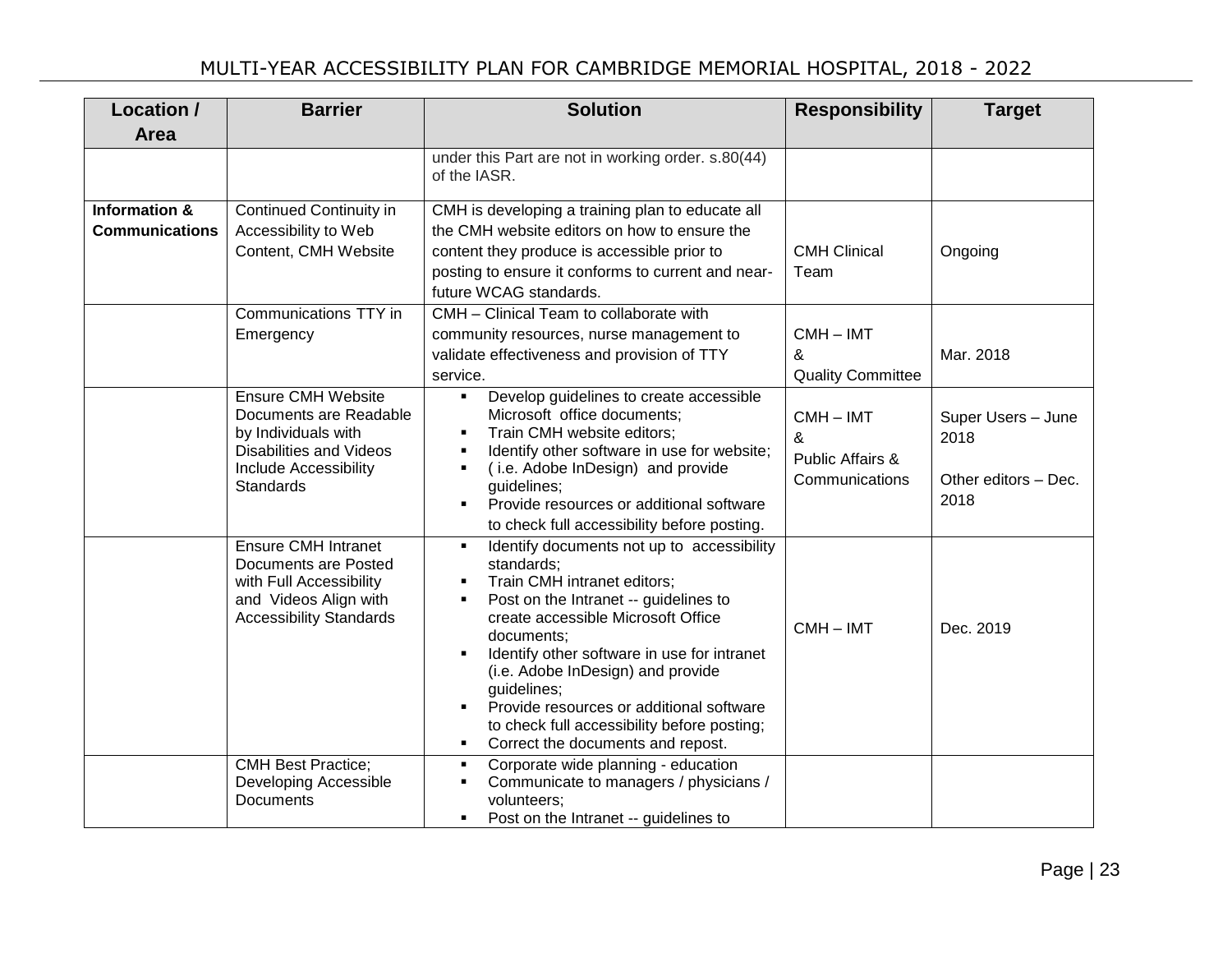| Location / Area | Barrier | Solution | Responsibility | Target |
|---|---|---|---|---|
| | | under this Part are not in working order. s.80(44) of the IASR. | | |
| **Information & Communications** | Continued Continuity in Accessibility to Web Content, CMH Website | CMH is developing a training plan to educate all the CMH website editors on how to ensure the content they produce is accessible prior to posting to ensure it conforms to current and near-future WCAG standards. | CMH Clinical Team | Ongoing |
| | Communications TTY in Emergency | CMH – Clinical Team to collaborate with community resources, nurse management to validate effectiveness and provision of TTY service. | CMH – IMT & Quality Committee | Mar. 2018 |
| | Ensure CMH Website Documents are Readable by Individuals with Disabilities and Videos Include Accessibility Standards | ▪ Develop guidelines to create accessible Microsoft office documents;<br>▪ Train CMH website editors;<br>▪ Identify other software in use for website;<br>▪ ( i.e. Adobe InDesign) and provide guidelines;<br>▪ Provide resources or additional software to check full accessibility before posting. | CMH – IMT & Public Affairs & Communications | Super Users – June 2018<br><br>Other editors – Dec. 2018 |
| | Ensure CMH Intranet Documents are Posted with Full Accessibility and Videos Align with Accessibility Standards | ▪ Identify documents not up to accessibility standards;<br>▪ Train CMH intranet editors;<br>▪ Post on the Intranet -- guidelines to create accessible Microsoft Office documents;<br>▪ Identify other software in use for intranet (i.e. Adobe InDesign) and provide guidelines;<br>▪ Provide resources or additional software to check full accessibility before posting;<br>▪ Correct the documents and repost. | CMH – IMT | Dec. 2019 |
| | CMH Best Practice; Developing Accessible Documents | ▪ Corporate wide planning - education<br>▪ Communicate to managers / physicians / volunteers;<br>▪ Post on the Intranet -- guidelines to | | |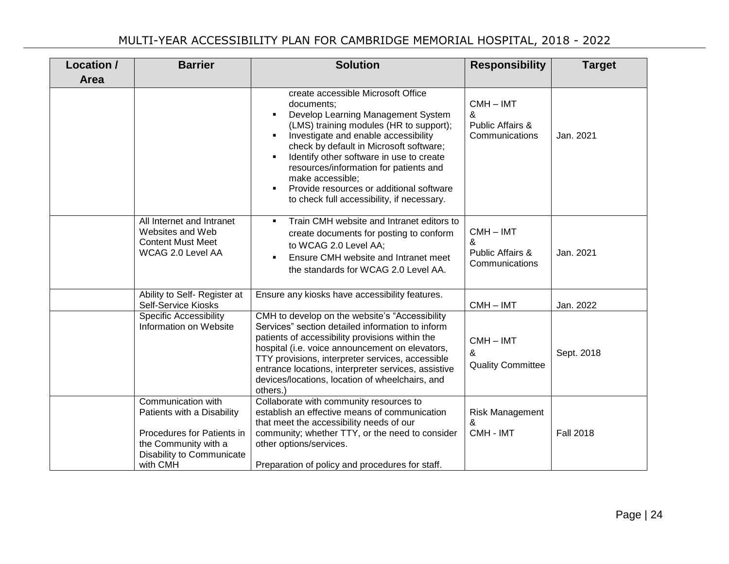| Location / Area | Barrier | Solution | Responsibility | Target |
|---|---|---|---|---|
| | | create accessible Microsoft Office documents;<br>▪ Develop Learning Management System (LMS) training modules (HR to support);<br>▪ Investigate and enable accessibility check by default in Microsoft software;<br>▪ Identify other software in use to create resources/information for patients and make accessible;<br>▪ Provide resources or additional software to check full accessibility, if necessary. | CMH – IMT & Public Affairs & Communications | Jan. 2021 |
| | All Internet and Intranet Websites and Web Content Must Meet WCAG 2.0 Level AA | ▪ Train CMH website and Intranet editors to create documents for posting to conform to WCAG 2.0 Level AA;<br>▪ Ensure CMH website and Intranet meet the standards for WCAG 2.0 Level AA. | CMH – IMT & Public Affairs & Communications | Jan. 2021 |
| | Ability to Self- Register at Self-Service Kiosks | Ensure any kiosks have accessibility features. | CMH – IMT | Jan. 2022 |
| | Specific Accessibility Information on Website | CMH to develop on the website's "Accessibility Services" section detailed information to inform patients of accessibility provisions within the hospital (i.e. voice announcement on elevators, TTY provisions, interpreter services, accessible entrance locations, interpreter services, assistive devices/locations, location of wheelchairs, and others.) | CMH – IMT & Quality Committee | Sept. 2018 |
| | Communication with Patients with a Disability<br><br>Procedures for Patients in the Community with a Disability to Communicate with CMH | Collaborate with community resources to establish an effective means of communication that meet the accessibility needs of our community; whether TTY, or the need to consider other options/services.<br><br>Preparation of policy and procedures for staff. | Risk Management & CMH - IMT | Fall 2018 |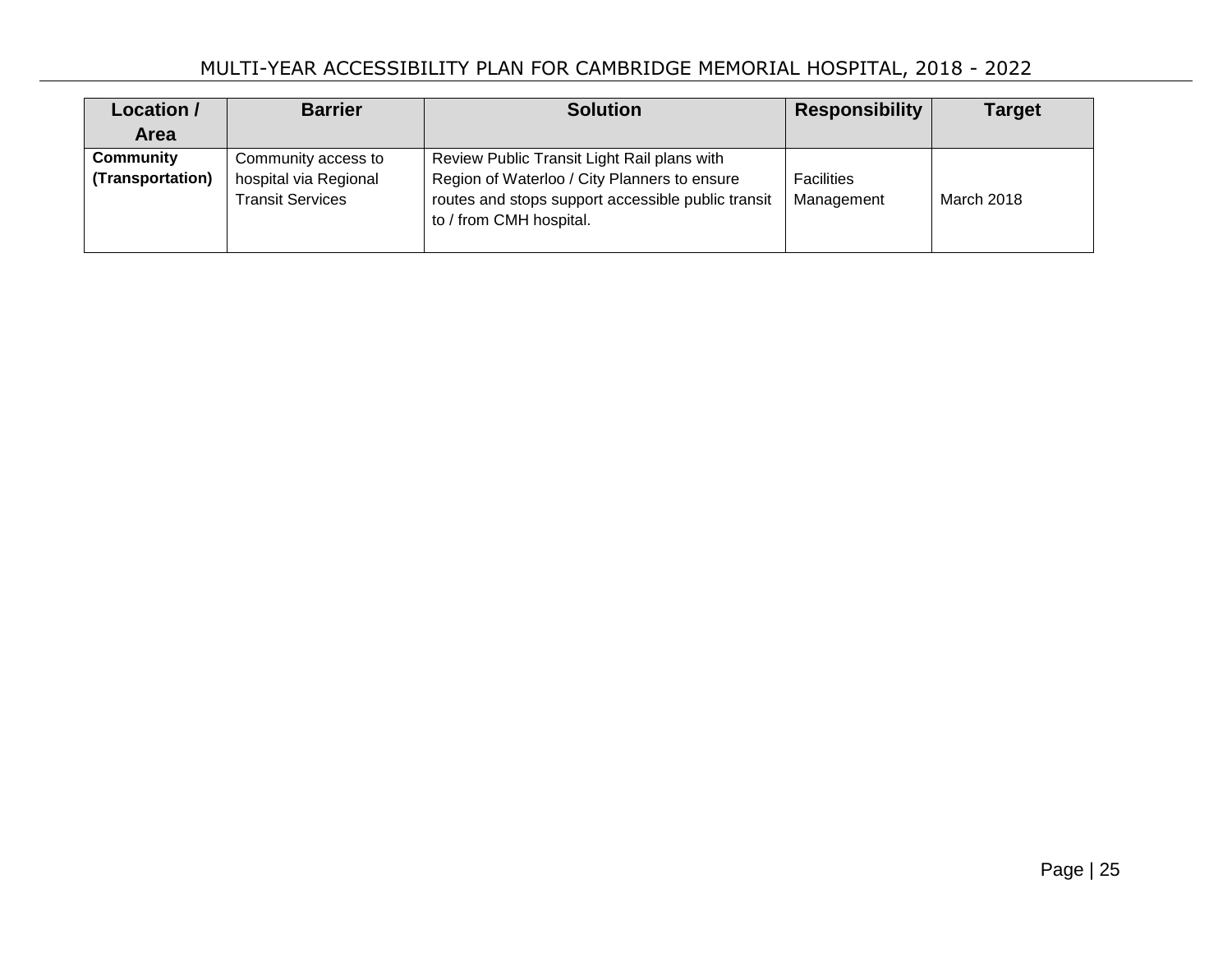| Location / Area | Barrier | Solution | Responsibility | Target |
|---|---|---|---|---|
| **Community (Transportation)** | Community access to hospital via Regional Transit Services | Review Public Transit Light Rail plans with Region of Waterloo / City Planners to ensure routes and stops support accessible public transit to / from CMH hospital. | Facilities Management | March 2018 |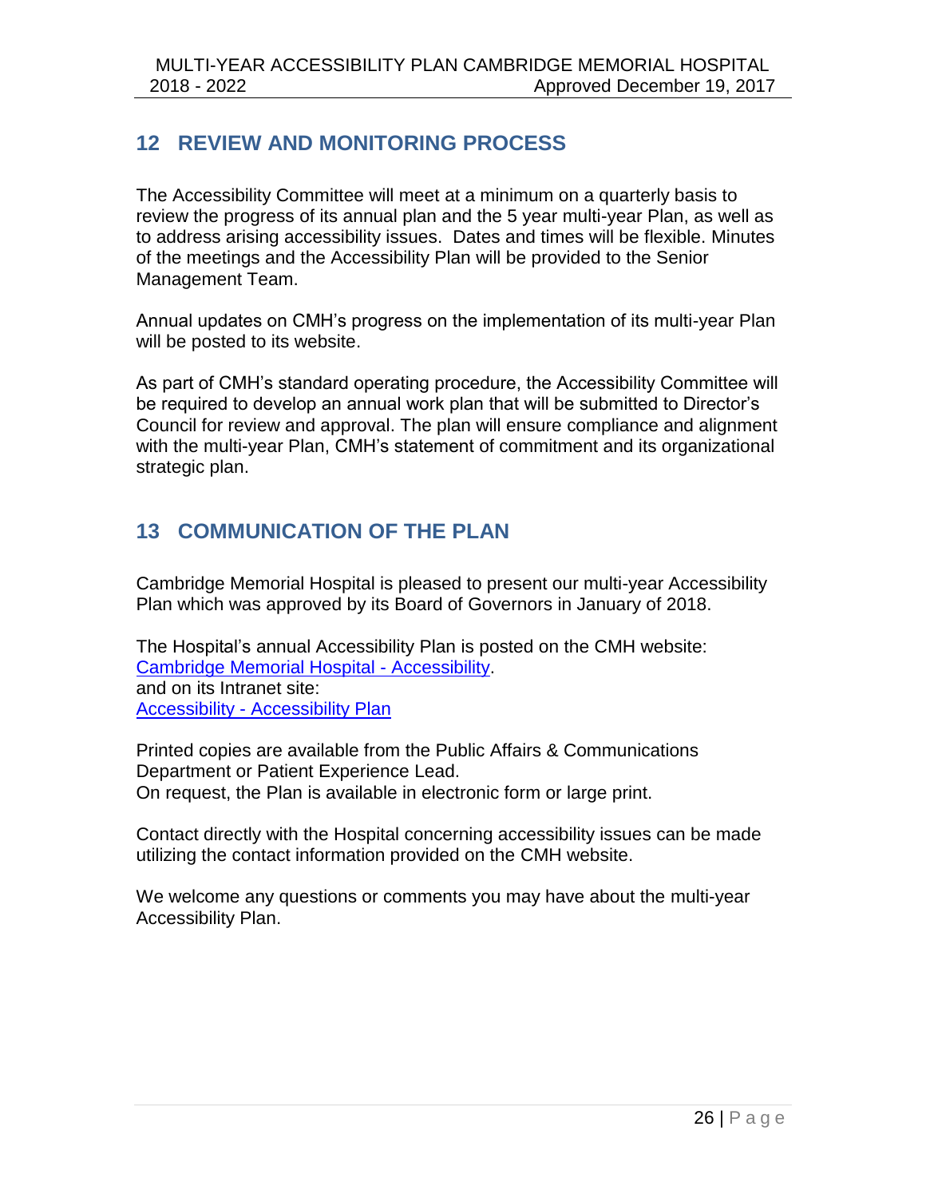## 12 REVIEW AND MONITORING PROCESS

The Accessibility Committee will meet at a minimum on a quarterly basis to review the progress of its annual plan and the 5 year multi-year Plan, as well as to address arising accessibility issues. Dates and times will be flexible. Minutes of the meetings and the Accessibility Plan will be provided to the Senior Management Team.

Annual updates on CMH's progress on the implementation of its multi-year Plan will be posted to its website.

As part of CMH's standard operating procedure, the Accessibility Committee will be required to develop an annual work plan that will be submitted to Director's Council for review and approval. The plan will ensure compliance and alignment with the multi-year Plan, CMH's statement of commitment and its organizational strategic plan.

## 13 COMMUNICATION OF THE PLAN

Cambridge Memorial Hospital is pleased to present our multi-year Accessibility Plan which was approved by its Board of Governors in January of 2018.

The Hospital's annual Accessibility Plan is posted on the CMH website:
Cambridge Memorial Hospital - Accessibility.
and on its Intranet site:
Accessibility - Accessibility Plan

Printed copies are available from the Public Affairs & Communications Department or Patient Experience Lead.
On request, the Plan is available in electronic form or large print.

Contact directly with the Hospital concerning accessibility issues can be made utilizing the contact information provided on the CMH website.

We welcome any questions or comments you may have about the multi-year Accessibility Plan.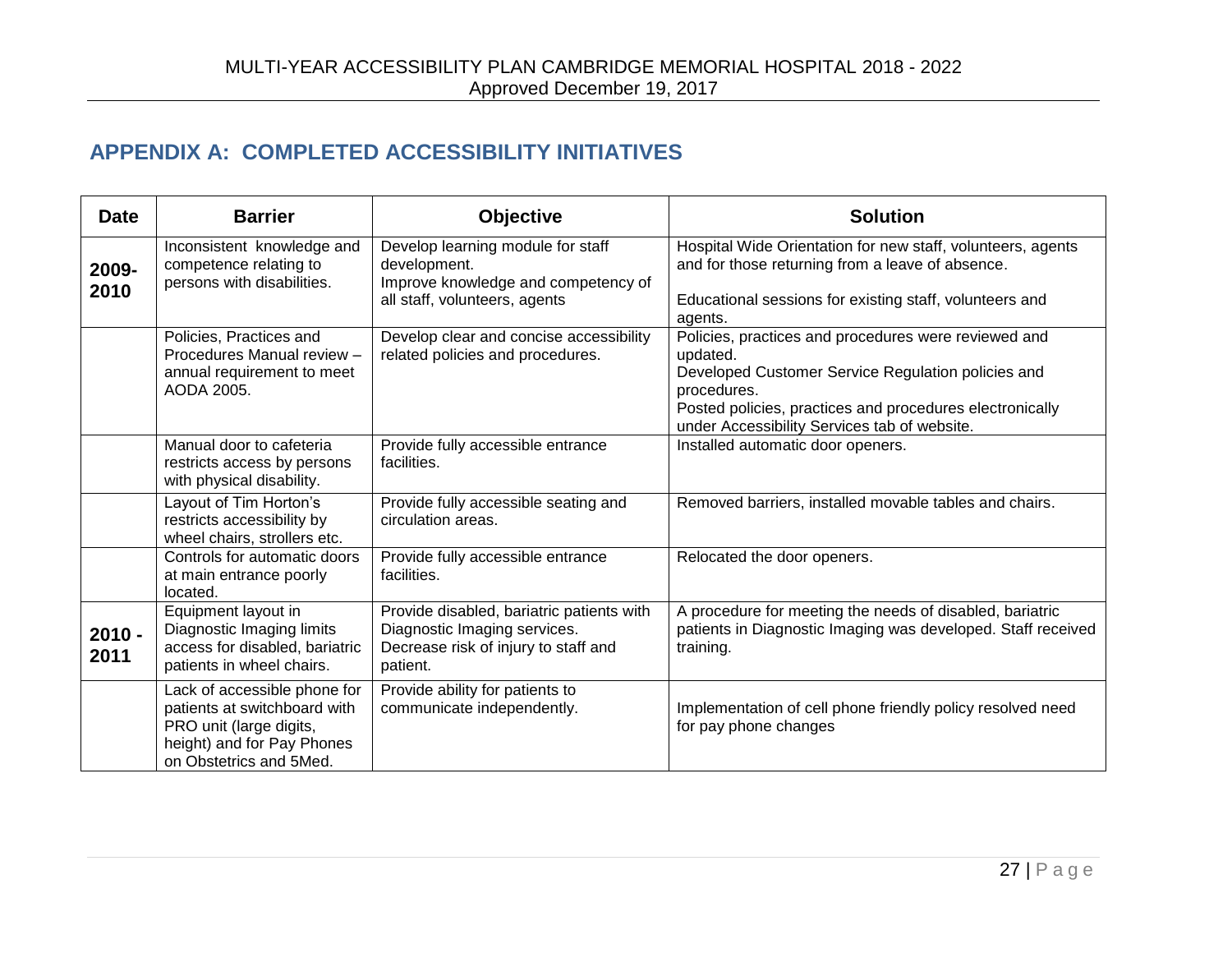## APPENDIX A: COMPLETED ACCESSIBILITY INITIATIVES

| Date | Barrier | Objective | Solution |
|---|---|---|---|
| **2009-2010** | Inconsistent knowledge and competence relating to persons with disabilities. | Develop learning module for staff development.<br>Improve knowledge and competency of all staff, volunteers, agents | Hospital Wide Orientation for new staff, volunteers, agents and for those returning from a leave of absence.<br><br>Educational sessions for existing staff, volunteers and agents. |
| | Policies, Practices and Procedures Manual review – annual requirement to meet AODA 2005. | Develop clear and concise accessibility related policies and procedures. | Policies, practices and procedures were reviewed and updated.<br>Developed Customer Service Regulation policies and procedures.<br>Posted policies, practices and procedures electronically under Accessibility Services tab of website. |
| | Manual door to cafeteria restricts access by persons with physical disability. | Provide fully accessible entrance facilities. | Installed automatic door openers. |
| | Layout of Tim Horton's restricts accessibility by wheel chairs, strollers etc. | Provide fully accessible seating and circulation areas. | Removed barriers, installed movable tables and chairs. |
| | Controls for automatic doors at main entrance poorly located. | Provide fully accessible entrance facilities. | Relocated the door openers. |
| **2010 - 2011** | Equipment layout in Diagnostic Imaging limits access for disabled, bariatric patients in wheel chairs. | Provide disabled, bariatric patients with Diagnostic Imaging services.<br>Decrease risk of injury to staff and patient. | A procedure for meeting the needs of disabled, bariatric patients in Diagnostic Imaging was developed. Staff received training. |
| | Lack of accessible phone for patients at switchboard with PRO unit (large digits, height) and for Pay Phones on Obstetrics and 5Med. | Provide ability for patients to communicate independently. | Implementation of cell phone friendly policy resolved need for pay phone changes |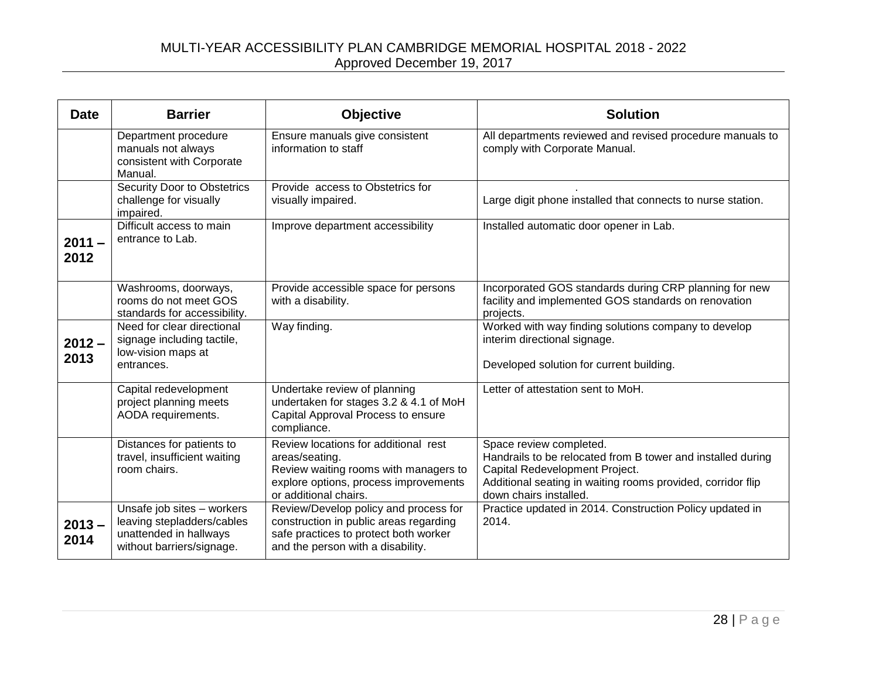| Date | Barrier | Objective | Solution |
|---|---|---|---|
| | Department procedure manuals not always consistent with Corporate Manual. | Ensure manuals give consistent information to staff | All departments reviewed and revised procedure manuals to comply with Corporate Manual. |
| | Security Door to Obstetrics challenge for visually impaired. | Provide access to Obstetrics for visually impaired. | . Large digit phone installed that connects to nurse station. |
| **2011 – 2012** | Difficult access to main entrance to Lab. | Improve department accessibility | Installed automatic door opener in Lab. |
| | Washrooms, doorways, rooms do not meet GOS standards for accessibility. | Provide accessible space for persons with a disability. | Incorporated GOS standards during CRP planning for new facility and implemented GOS standards on renovation projects. |
| **2012 – 2013** | Need for clear directional signage including tactile, low-vision maps at entrances. | Way finding. | Worked with way finding solutions company to develop interim directional signage.<br><br>Developed solution for current building. |
| | Capital redevelopment project planning meets AODA requirements. | Undertake review of planning undertaken for stages 3.2 & 4.1 of MoH Capital Approval Process to ensure compliance. | Letter of attestation sent to MoH. |
| | Distances for patients to travel, insufficient waiting room chairs. | Review locations for additional rest areas/seating.<br>Review waiting rooms with managers to explore options, process improvements or additional chairs. | Space review completed.<br>Handrails to be relocated from B tower and installed during Capital Redevelopment Project.<br>Additional seating in waiting rooms provided, corridor flip down chairs installed. |
| **2013 – 2014** | Unsafe job sites – workers leaving stepladders/cables unattended in hallways without barriers/signage. | Review/Develop policy and process for construction in public areas regarding safe practices to protect both worker and the person with a disability. | Practice updated in 2014. Construction Policy updated in 2014. |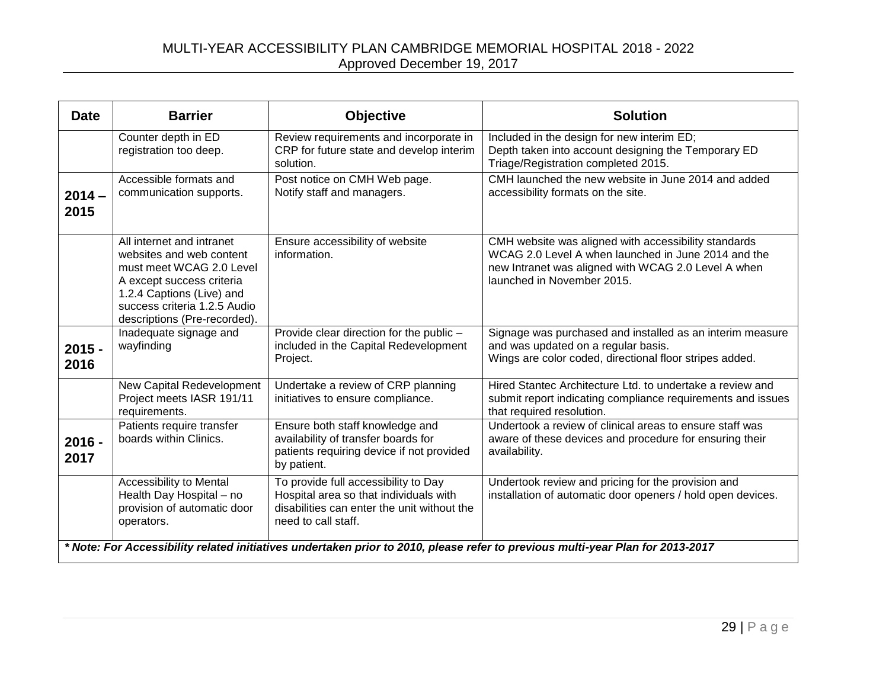| Date | Barrier | Objective | Solution |
|---|---|---|---|
| | Counter depth in ED registration too deep. | Review requirements and incorporate in CRP for future state and develop interim solution. | Included in the design for new interim ED; Depth taken into account designing the Temporary ED Triage/Registration completed 2015. |
| **2014 – 2015** | Accessible formats and communication supports. | Post notice on CMH Web page. Notify staff and managers. | CMH launched the new website in June 2014 and added accessibility formats on the site. |
| | All internet and intranet websites and web content must meet WCAG 2.0 Level A except success criteria 1.2.4 Captions (Live) and success criteria 1.2.5 Audio descriptions (Pre-recorded). | Ensure accessibility of website information. | CMH website was aligned with accessibility standards WCAG 2.0 Level A when launched in June 2014 and the new Intranet was aligned with WCAG 2.0 Level A when launched in November 2015. |
| **2015 - 2016** | Inadequate signage and wayfinding | Provide clear direction for the public – included in the Capital Redevelopment Project. | Signage was purchased and installed as an interim measure and was updated on a regular basis. Wings are color coded, directional floor stripes added. |
| | New Capital Redevelopment Project meets IASR 191/11 requirements. | Undertake a review of CRP planning initiatives to ensure compliance. | Hired Stantec Architecture Ltd. to undertake a review and submit report indicating compliance requirements and issues that required resolution. |
| **2016 - 2017** | Patients require transfer boards within Clinics. | Ensure both staff knowledge and availability of transfer boards for patients requiring device if not provided by patient. | Undertook a review of clinical areas to ensure staff was aware of these devices and procedure for ensuring their availability. |
| | Accessibility to Mental Health Day Hospital – no provision of automatic door operators. | To provide full accessibility to Day Hospital area so that individuals with disabilities can enter the unit without the need to call staff. | Undertook review and pricing for the provision and installation of automatic door openers / hold open devices. |
| ***\* Note: For Accessibility related initiatives undertaken prior to 2010, please refer to previous multi-year Plan for 2013-2017*** | | | |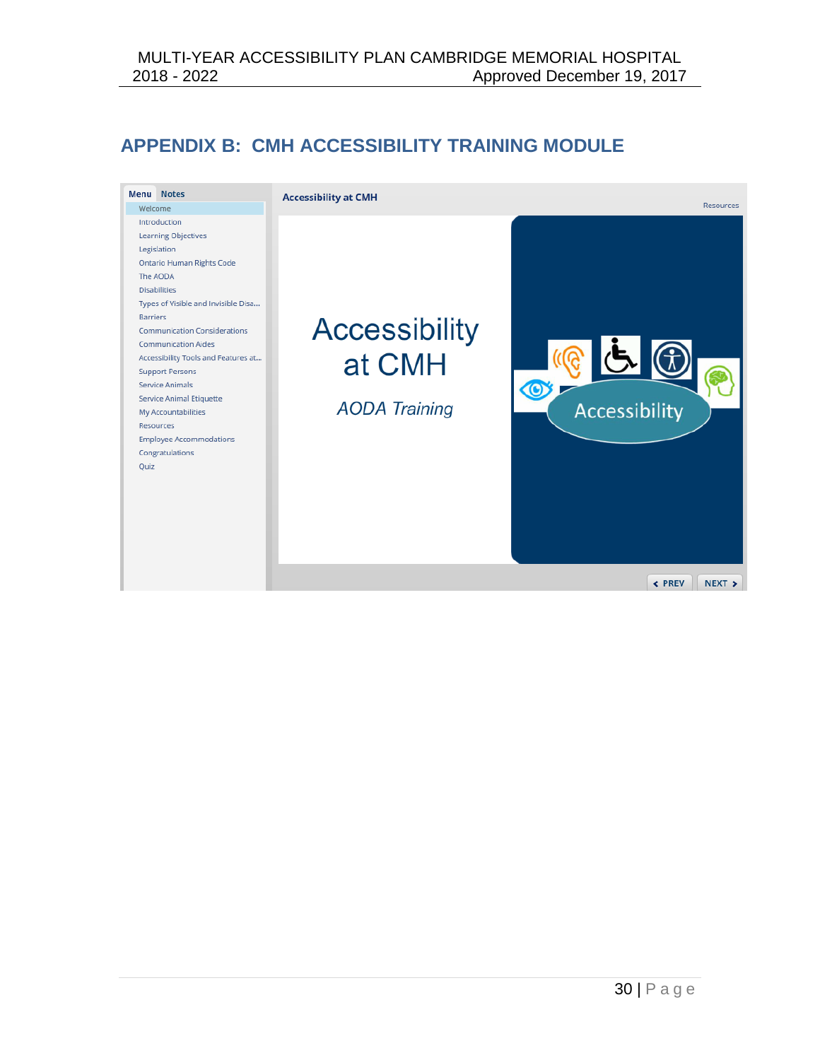## APPENDIX B: CMH ACCESSIBILITY TRAINING MODULE

Menu Notes

- Welcome
- Introduction
- Learning Objectives
- Legislation
- Ontario Human Rights Code
- The AODA
- Disabilities
- Types of Visible and Invisible Disa...
- Barriers
- Communication Considerations
- Communication Aides
- Accessibility Tools and Features at...
- Support Persons
- Service Animals
- Service Animal Etiquette
- My Accountabilities
- Resources
- Employee Accommodations
- Congratulations
- Quiz

Accessibility at CMH

Resources

Accessibility at CMH

*AODA Training*

Accessibility

PREV NEXT